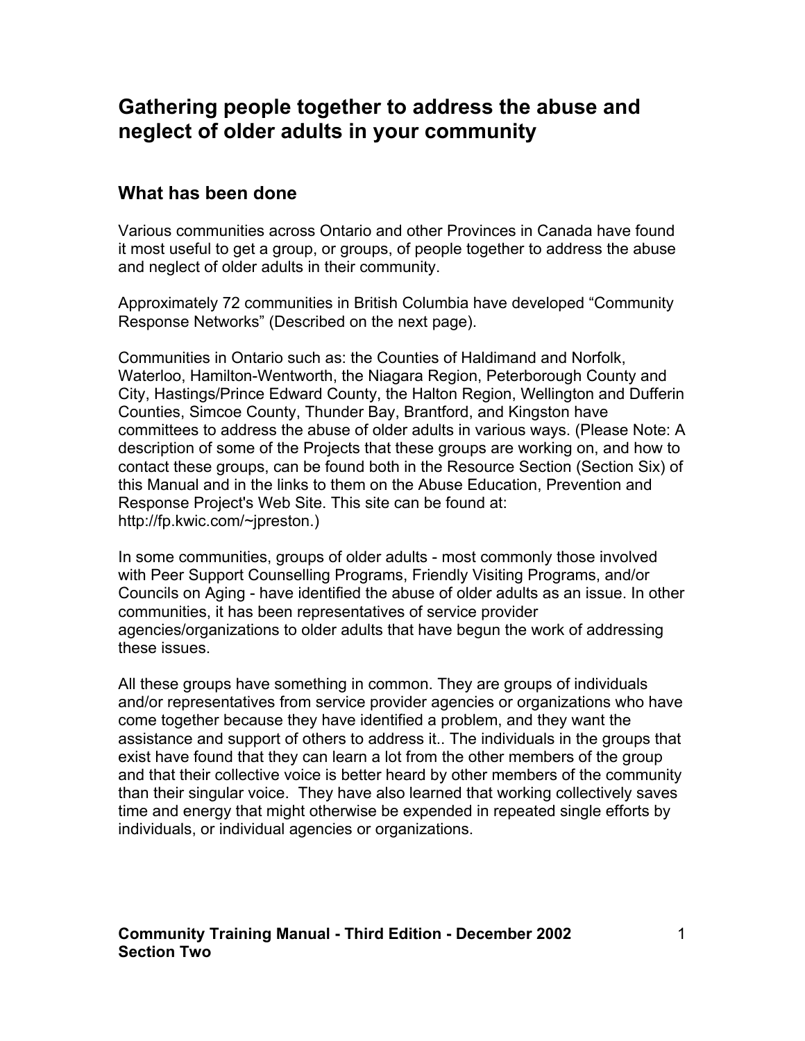# Gathering people together to address the abuse and neglect of older adults in your community

## What has been done

Various communities across Ontario and other Provinces in Canada have found it most useful to get a group, or groups, of people together to address the abuse and neglect of older adults in their community.

Approximately 72 communities in British Columbia have developed "Community Response Networks" (Described on the next page).

Communities in Ontario such as: the Counties of Haldimand and Norfolk, Waterloo, Hamilton-Wentworth, the Niagara Region, Peterborough County and City, Hastings/Prince Edward County, the Halton Region, Wellington and Dufferin Counties, Simcoe County, Thunder Bay, Brantford, and Kingston have committees to address the abuse of older adults in various ways. (Please Note: A description of some of the Projects that these groups are working on, and how to contact these groups, can be found both in the Resource Section (Section Six) of this Manual and in the links to them on the Abuse Education, Prevention and Response Project's Web Site. This site can be found at: http://fp.kwic.com/~jpreston.)

In some communities, groups of older adults - most commonly those involved with Peer Support Counselling Programs, Friendly Visiting Programs, and/or Councils on Aging - have identified the abuse of older adults as an issue. In other communities, it has been representatives of service provider agencies/organizations to older adults that have begun the work of addressing these issues.

All these groups have something in common. They are groups of individuals and/or representatives from service provider agencies or organizations who have come together because they have identified a problem, and they want the assistance and support of others to address it.. The individuals in the groups that exist have found that they can learn a lot from the other members of the group and that their collective voice is better heard by other members of the community than their singular voice. They have also learned that working collectively saves time and energy that might otherwise be expended in repeated single efforts by individuals, or individual agencies or organizations.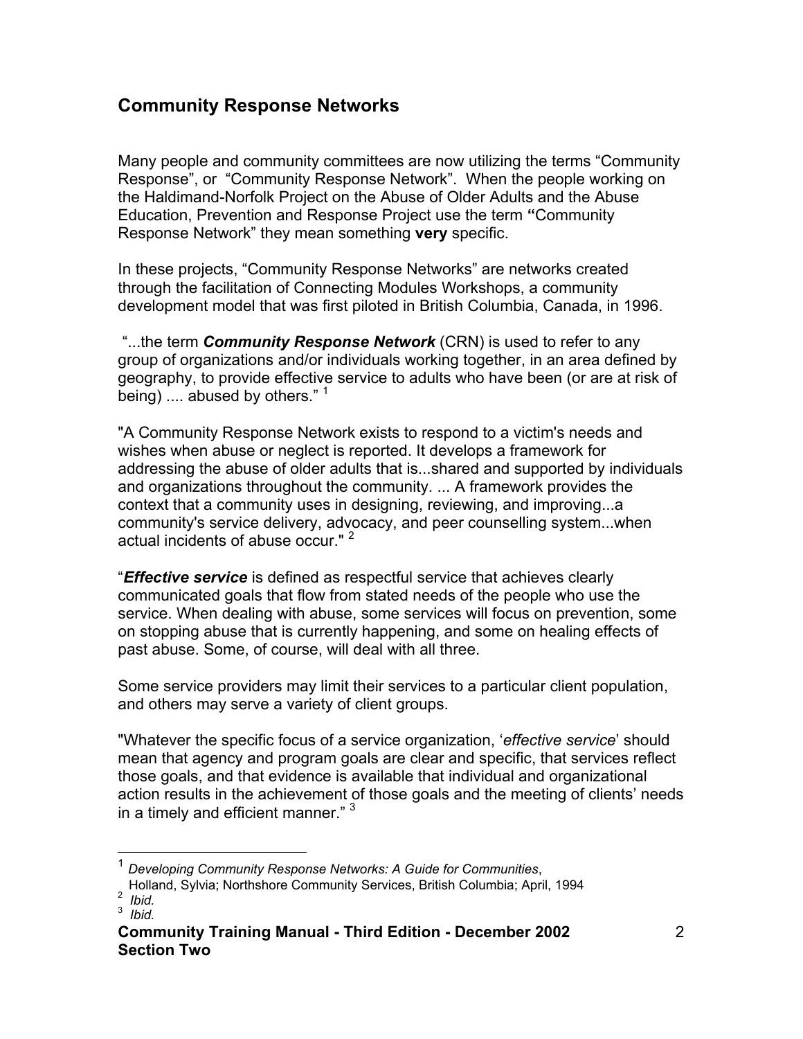## Community Response Networks

Many people and community committees are now utilizing the terms "Community Response", or "Community Response Network". When the people working on the Haldimand-Norfolk Project on the Abuse of Older Adults and the Abuse Education, Prevention and Response Project use the term **"**Community Response Network" they mean something **very** specific.

In these projects, "Community Response Networks" are networks created through the facilitation of Connecting Modules Workshops, a community development model that was first piloted in British Columbia, Canada, in 1996.

"...the term ***Community Response Network*** (CRN) is used to refer to any group of organizations and/or individuals working together, in an area defined by geography, to provide effective service to adults who have been (or are at risk of being) .... abused by others." [1]

"A Community Response Network exists to respond to a victim's needs and wishes when abuse or neglect is reported. It develops a framework for addressing the abuse of older adults that is...shared and supported by individuals and organizations throughout the community. ... A framework provides the context that a community uses in designing, reviewing, and improving...a community's service delivery, advocacy, and peer counselling system...when actual incidents of abuse occur." [2]

"***Effective service*** is defined as respectful service that achieves clearly communicated goals that flow from stated needs of the people who use the service. When dealing with abuse, some services will focus on prevention, some on stopping abuse that is currently happening, and some on healing effects of past abuse. Some, of course, will deal with all three.

Some service providers may limit their services to a particular client population, and others may serve a variety of client groups.

"Whatever the specific focus of a service organization, '*effective service*' should mean that agency and program goals are clear and specific, that services reflect those goals, and that evidence is available that individual and organizational action results in the achievement of those goals and the meeting of clients' needs in a timely and efficient manner." [3]

---

[1] *Developing Community Response Networks: A Guide for Communities*, Holland, Sylvia; Northshore Community Services, British Columbia; April, 1994

[2] *Ibid.*

[3] *Ibid.*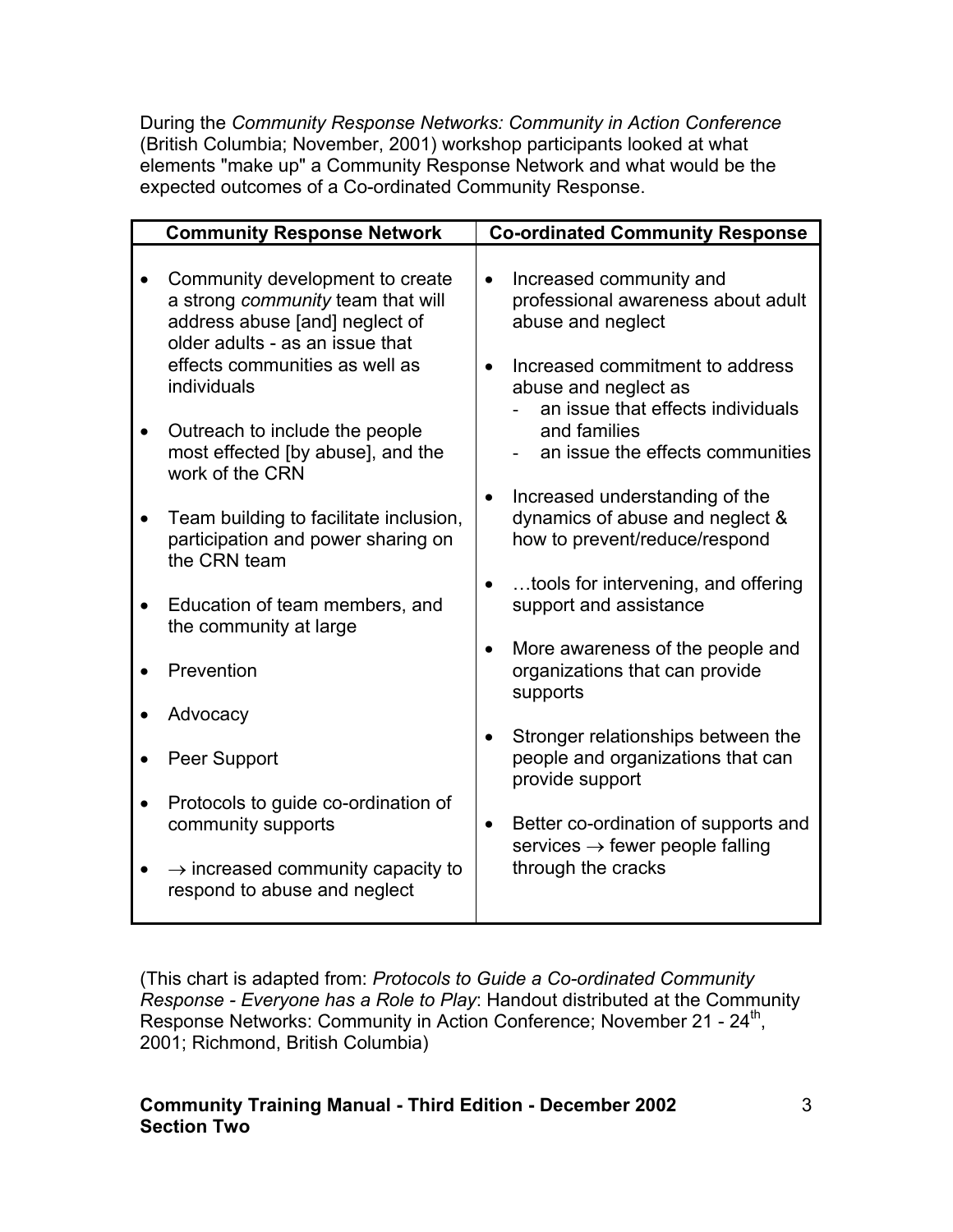During the *Community Response Networks: Community in Action Conference* (British Columbia; November, 2001) workshop participants looked at what elements "make up" a Community Response Network and what would be the expected outcomes of a Co-ordinated Community Response.

| Community Response Network | Co-ordinated Community Response |
|---|---|
| • Community development to create a strong *community* team that will address abuse [and] neglect of older adults - as an issue that effects communities as well as individuals<br><br>• Outreach to include the people most effected [by abuse], and the work of the CRN<br><br>• Team building to facilitate inclusion, participation and power sharing on the CRN team<br><br>• Education of team members, and the community at large<br><br>• Prevention<br><br>• Advocacy<br><br>• Peer Support<br><br>• Protocols to guide co-ordination of community supports<br><br>• → increased community capacity to respond to abuse and neglect | • Increased community and professional awareness about adult abuse and neglect<br><br>• Increased commitment to address abuse and neglect as<br>- an issue that effects individuals and families<br>- an issue the effects communities<br><br>• Increased understanding of the dynamics of abuse and neglect & how to prevent/reduce/respond<br><br>• …tools for intervening, and offering support and assistance<br><br>• More awareness of the people and organizations that can provide supports<br><br>• Stronger relationships between the people and organizations that can provide support<br><br>• Better co-ordination of supports and services → fewer people falling through the cracks |

(This chart is adapted from: *Protocols to Guide a Co-ordinated Community Response - Everyone has a Role to Play*: Handout distributed at the Community Response Networks: Community in Action Conference; November 21 - 24th, 2001; Richmond, British Columbia)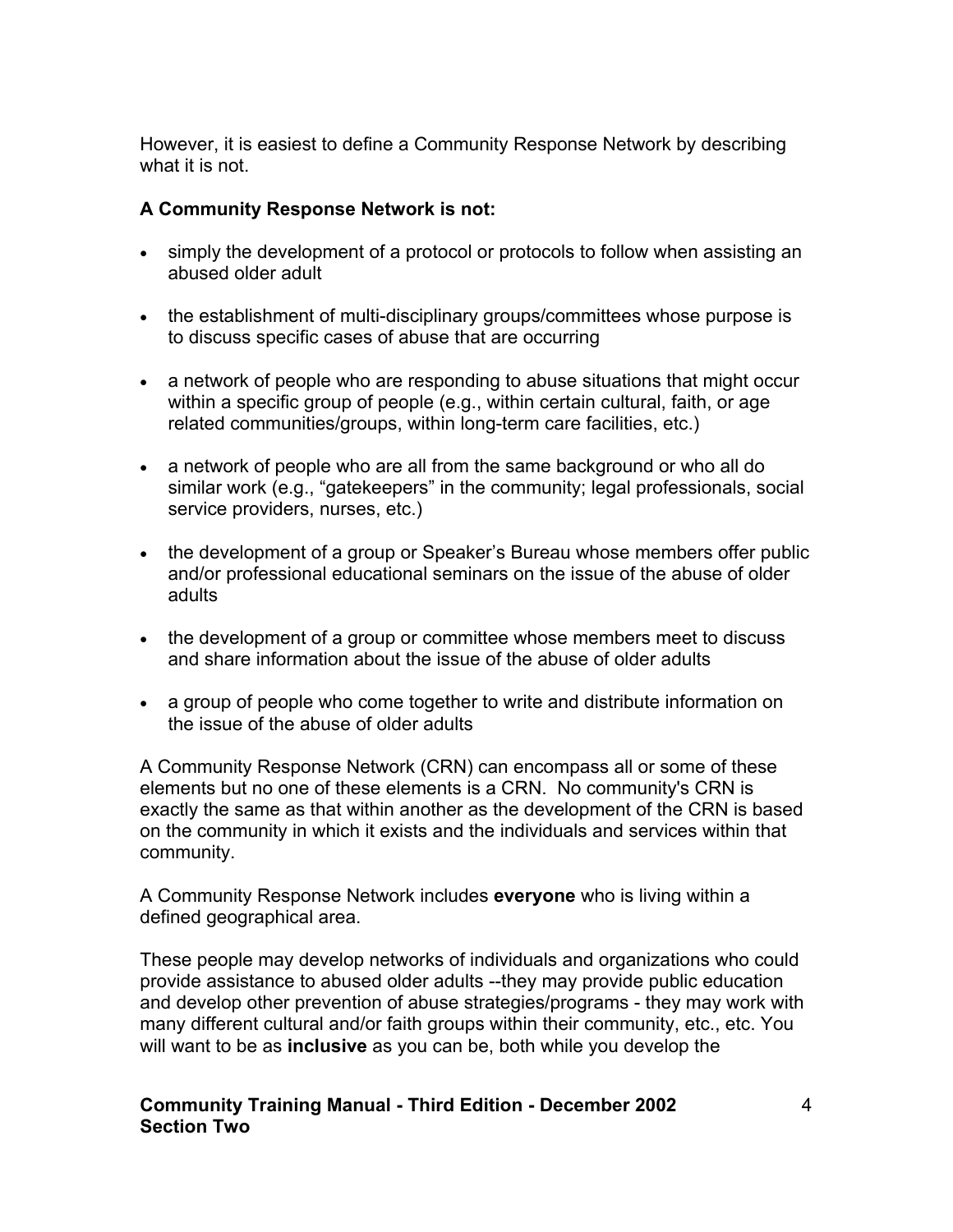However, it is easiest to define a Community Response Network by describing what it is not.

**A Community Response Network is not:**

- simply the development of a protocol or protocols to follow when assisting an abused older adult
- the establishment of multi-disciplinary groups/committees whose purpose is to discuss specific cases of abuse that are occurring
- a network of people who are responding to abuse situations that might occur within a specific group of people (e.g., within certain cultural, faith, or age related communities/groups, within long-term care facilities, etc.)
- a network of people who are all from the same background or who all do similar work (e.g., "gatekeepers" in the community; legal professionals, social service providers, nurses, etc.)
- the development of a group or Speaker's Bureau whose members offer public and/or professional educational seminars on the issue of the abuse of older adults
- the development of a group or committee whose members meet to discuss and share information about the issue of the abuse of older adults
- a group of people who come together to write and distribute information on the issue of the abuse of older adults

A Community Response Network (CRN) can encompass all or some of these elements but no one of these elements is a CRN. No community's CRN is exactly the same as that within another as the development of the CRN is based on the community in which it exists and the individuals and services within that community.

A Community Response Network includes **everyone** who is living within a defined geographical area.

These people may develop networks of individuals and organizations who could provide assistance to abused older adults --they may provide public education and develop other prevention of abuse strategies/programs - they may work with many different cultural and/or faith groups within their community, etc., etc. You will want to be as **inclusive** as you can be, both while you develop the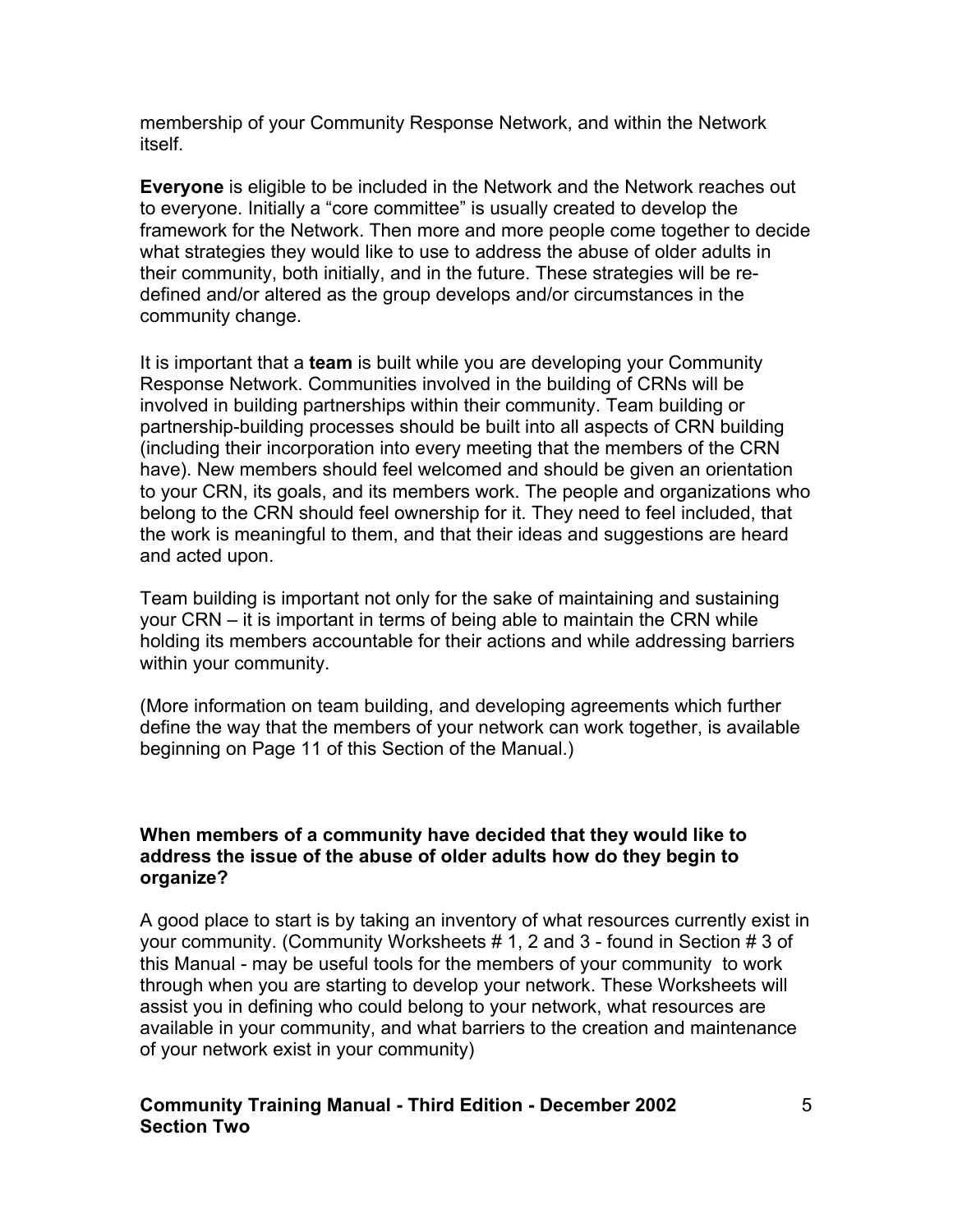membership of your Community Response Network, and within the Network itself.

**Everyone** is eligible to be included in the Network and the Network reaches out to everyone. Initially a "core committee" is usually created to develop the framework for the Network. Then more and more people come together to decide what strategies they would like to use to address the abuse of older adults in their community, both initially, and in the future. These strategies will be re-defined and/or altered as the group develops and/or circumstances in the community change.

It is important that a **team** is built while you are developing your Community Response Network. Communities involved in the building of CRNs will be involved in building partnerships within their community. Team building or partnership-building processes should be built into all aspects of CRN building (including their incorporation into every meeting that the members of the CRN have). New members should feel welcomed and should be given an orientation to your CRN, its goals, and its members work. The people and organizations who belong to the CRN should feel ownership for it. They need to feel included, that the work is meaningful to them, and that their ideas and suggestions are heard and acted upon.

Team building is important not only for the sake of maintaining and sustaining your CRN – it is important in terms of being able to maintain the CRN while holding its members accountable for their actions and while addressing barriers within your community.

(More information on team building, and developing agreements which further define the way that the members of your network can work together, is available beginning on Page 11 of this Section of the Manual.)

**When members of a community have decided that they would like to address the issue of the abuse of older adults how do they begin to organize?**

A good place to start is by taking an inventory of what resources currently exist in your community. (Community Worksheets # 1, 2 and 3 - found in Section # 3 of this Manual - may be useful tools for the members of your community to work through when you are starting to develop your network. These Worksheets will assist you in defining who could belong to your network, what resources are available in your community, and what barriers to the creation and maintenance of your network exist in your community)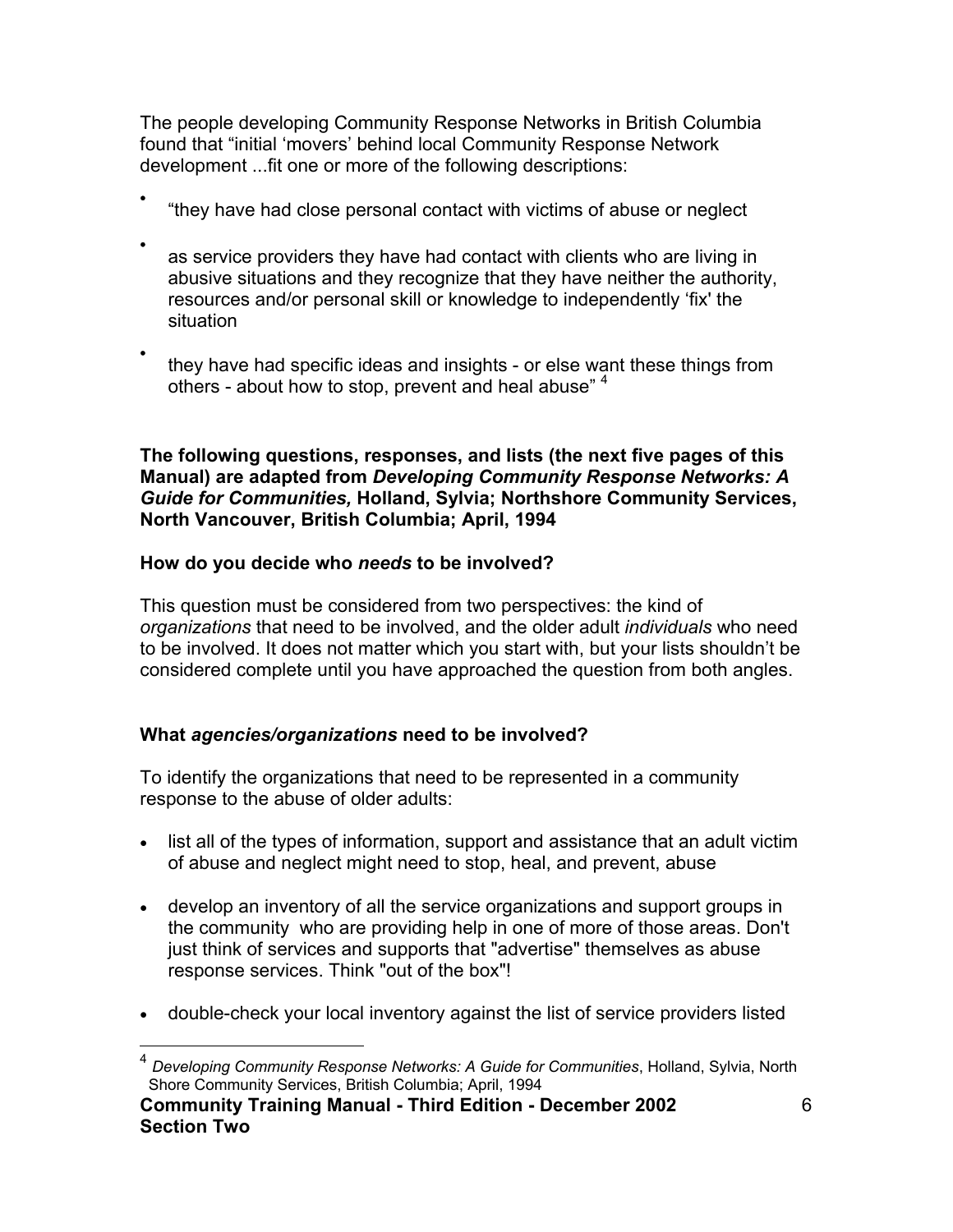The people developing Community Response Networks in British Columbia found that "initial 'movers' behind local Community Response Network development ...fit one or more of the following descriptions:

- "they have had close personal contact with victims of abuse or neglect
- as service providers they have had contact with clients who are living in abusive situations and they recognize that they have neither the authority, resources and/or personal skill or knowledge to independently 'fix' the situation
- they have had specific ideas and insights - or else want these things from others - about how to stop, prevent and heal abuse" [4]

**The following questions, responses, and lists (the next five pages of this Manual) are adapted from *Developing Community Response Networks: A Guide for Communities,* Holland, Sylvia; Northshore Community Services, North Vancouver, British Columbia; April, 1994**

### How do you decide who *needs* to be involved?

This question must be considered from two perspectives: the kind of *organizations* that need to be involved, and the older adult *individuals* who need to be involved. It does not matter which you start with, but your lists shouldn't be considered complete until you have approached the question from both angles.

### What *agencies/organizations* need to be involved?

To identify the organizations that need to be represented in a community response to the abuse of older adults:

- list all of the types of information, support and assistance that an adult victim of abuse and neglect might need to stop, heal, and prevent, abuse
- develop an inventory of all the service organizations and support groups in the community who are providing help in one of more of those areas. Don't just think of services and supports that "advertise" themselves as abuse response services. Think "out of the box"!
- double-check your local inventory against the list of service providers listed

[4] *Developing Community Response Networks: A Guide for Communities*, Holland, Sylvia, North Shore Community Services, British Columbia; April, 1994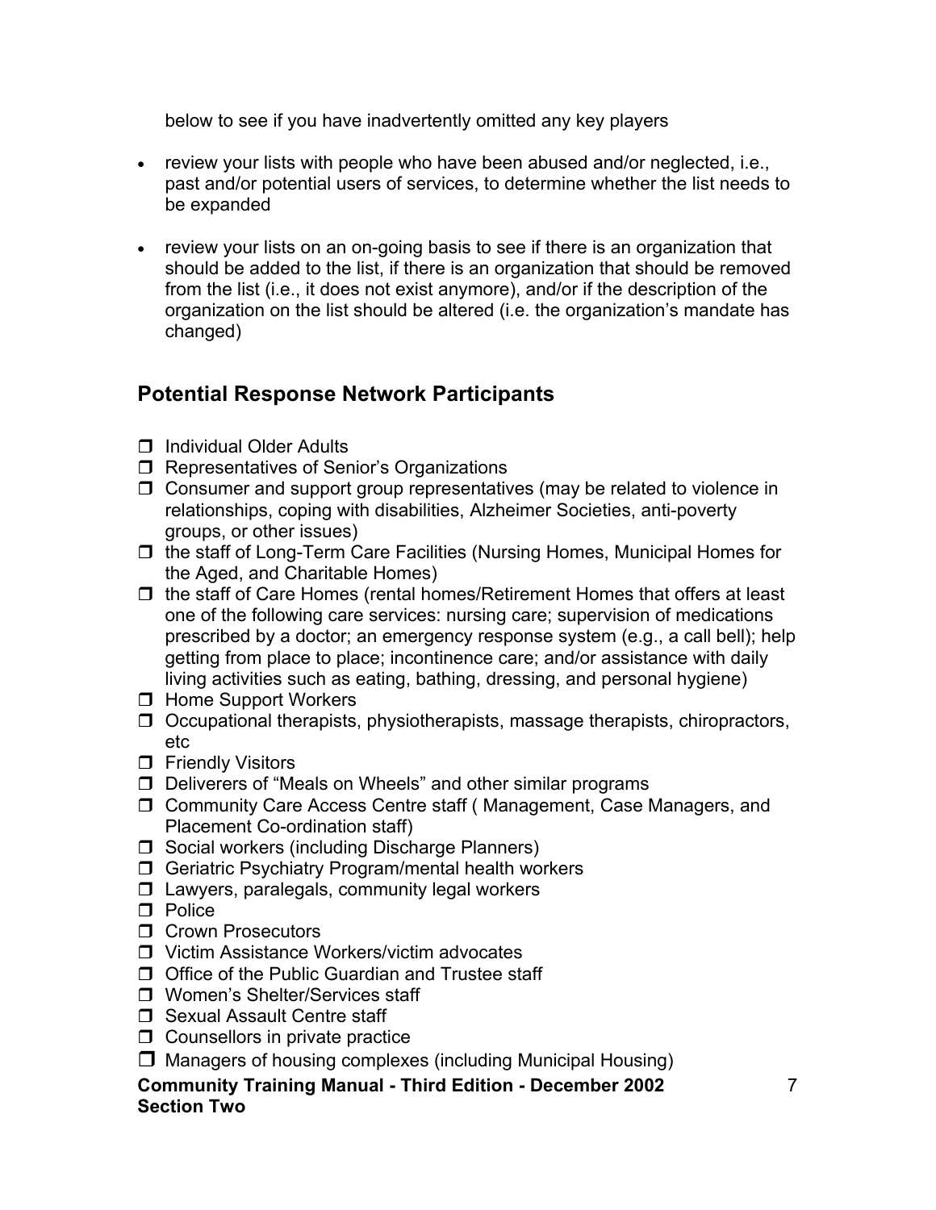below to see if you have inadvertently omitted any key players

- review your lists with people who have been abused and/or neglected, i.e., past and/or potential users of services, to determine whether the list needs to be expanded
- review your lists on an on-going basis to see if there is an organization that should be added to the list, if there is an organization that should be removed from the list (i.e., it does not exist anymore), and/or if the description of the organization on the list should be altered (i.e. the organization's mandate has changed)

## Potential Response Network Participants

- ❒ Individual Older Adults
- ❒ Representatives of Senior's Organizations
- ❒ Consumer and support group representatives (may be related to violence in relationships, coping with disabilities, Alzheimer Societies, anti-poverty groups, or other issues)
- ❒ the staff of Long-Term Care Facilities (Nursing Homes, Municipal Homes for the Aged, and Charitable Homes)
- ❒ the staff of Care Homes (rental homes/Retirement Homes that offers at least one of the following care services: nursing care; supervision of medications prescribed by a doctor; an emergency response system (e.g., a call bell); help getting from place to place; incontinence care; and/or assistance with daily living activities such as eating, bathing, dressing, and personal hygiene)
- ❒ Home Support Workers
- ❒ Occupational therapists, physiotherapists, massage therapists, chiropractors, etc
- ❒ Friendly Visitors
- ❒ Deliverers of "Meals on Wheels" and other similar programs
- ❒ Community Care Access Centre staff ( Management, Case Managers, and Placement Co-ordination staff)
- ❒ Social workers (including Discharge Planners)
- ❒ Geriatric Psychiatry Program/mental health workers
- ❒ Lawyers, paralegals, community legal workers
- ❒ Police
- ❒ Crown Prosecutors
- ❒ Victim Assistance Workers/victim advocates
- ❒ Office of the Public Guardian and Trustee staff
- ❒ Women's Shelter/Services staff
- ❒ Sexual Assault Centre staff
- ❒ Counsellors in private practice
- ❒ Managers of housing complexes (including Municipal Housing)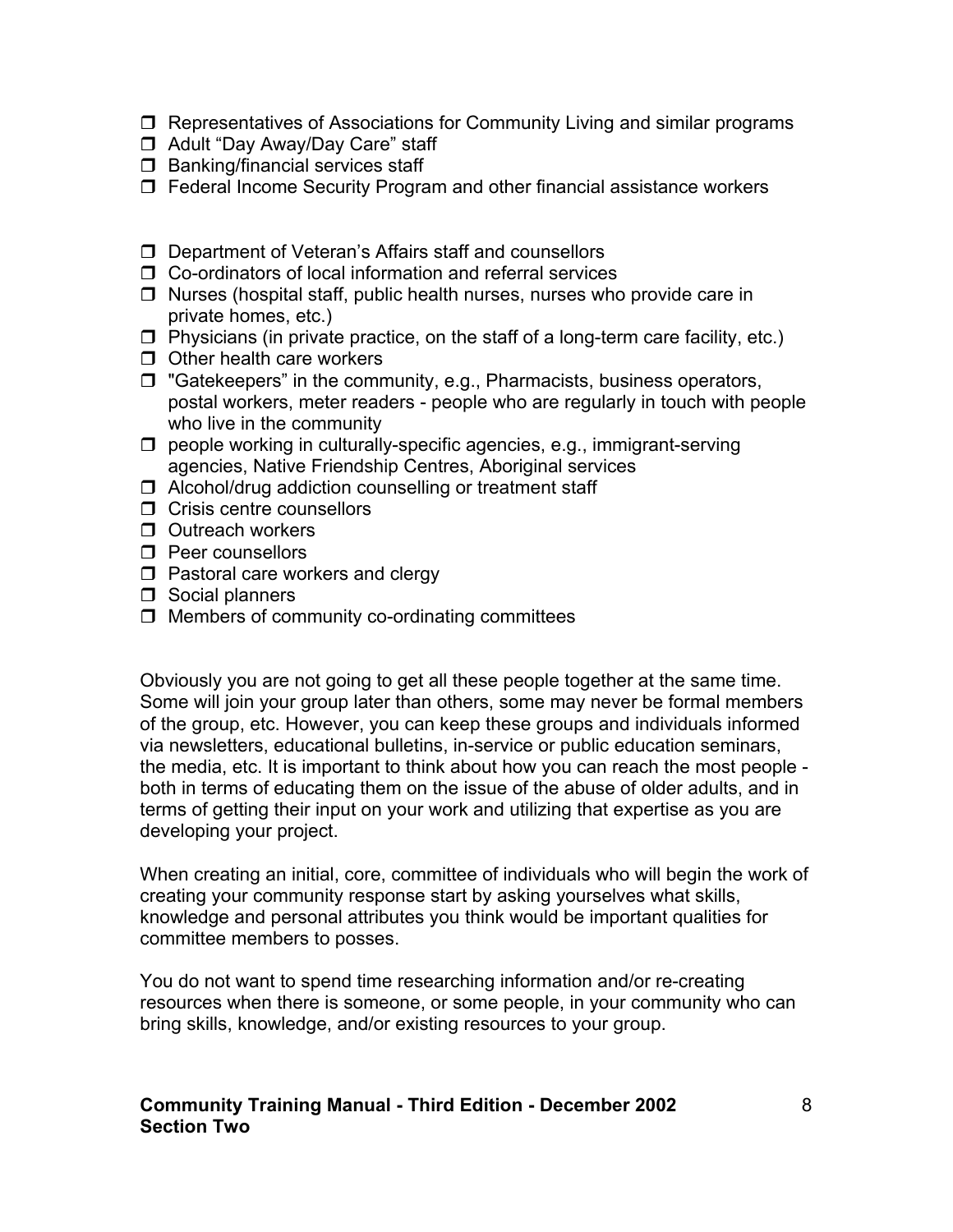- ☐ Representatives of Associations for Community Living and similar programs
- ☐ Adult "Day Away/Day Care" staff
- ☐ Banking/financial services staff
- ☐ Federal Income Security Program and other financial assistance workers

- ☐ Department of Veteran's Affairs staff and counsellors
- ☐ Co-ordinators of local information and referral services
- ☐ Nurses (hospital staff, public health nurses, nurses who provide care in private homes, etc.)
- ☐ Physicians (in private practice, on the staff of a long-term care facility, etc.)
- ☐ Other health care workers
- ☐ "Gatekeepers" in the community, e.g., Pharmacists, business operators, postal workers, meter readers - people who are regularly in touch with people who live in the community
- ☐ people working in culturally-specific agencies, e.g., immigrant-serving agencies, Native Friendship Centres, Aboriginal services
- ☐ Alcohol/drug addiction counselling or treatment staff
- ☐ Crisis centre counsellors
- ☐ Outreach workers
- ☐ Peer counsellors
- ☐ Pastoral care workers and clergy
- ☐ Social planners
- ☐ Members of community co-ordinating committees

Obviously you are not going to get all these people together at the same time. Some will join your group later than others, some may never be formal members of the group, etc. However, you can keep these groups and individuals informed via newsletters, educational bulletins, in-service or public education seminars, the media, etc. It is important to think about how you can reach the most people - both in terms of educating them on the issue of the abuse of older adults, and in terms of getting their input on your work and utilizing that expertise as you are developing your project.

When creating an initial, core, committee of individuals who will begin the work of creating your community response start by asking yourselves what skills, knowledge and personal attributes you think would be important qualities for committee members to posses.

You do not want to spend time researching information and/or re-creating resources when there is someone, or some people, in your community who can bring skills, knowledge, and/or existing resources to your group.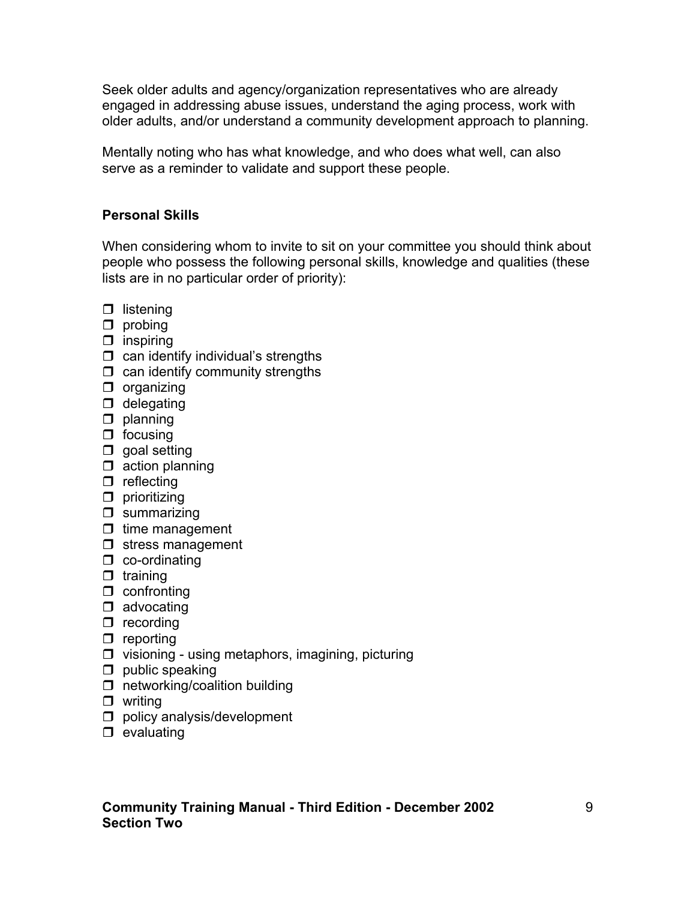Seek older adults and agency/organization representatives who are already engaged in addressing abuse issues, understand the aging process, work with older adults, and/or understand a community development approach to planning.

Mentally noting who has what knowledge, and who does what well, can also serve as a reminder to validate and support these people.

**Personal Skills**

When considering whom to invite to sit on your committee you should think about people who possess the following personal skills, knowledge and qualities (these lists are in no particular order of priority):

- ❒ listening
- ❒ probing
- ❒ inspiring
- ❒ can identify individual's strengths
- ❒ can identify community strengths
- ❒ organizing
- ❒ delegating
- ❒ planning
- ❒ focusing
- ❒ goal setting
- ❒ action planning
- ❒ reflecting
- ❒ prioritizing
- ❒ summarizing
- ❒ time management
- ❒ stress management
- ❒ co-ordinating
- ❒ training
- ❒ confronting
- ❒ advocating
- ❒ recording
- ❒ reporting
- ❒ visioning - using metaphors, imagining, picturing
- ❒ public speaking
- ❒ networking/coalition building
- ❒ writing
- ❒ policy analysis/development
- ❒ evaluating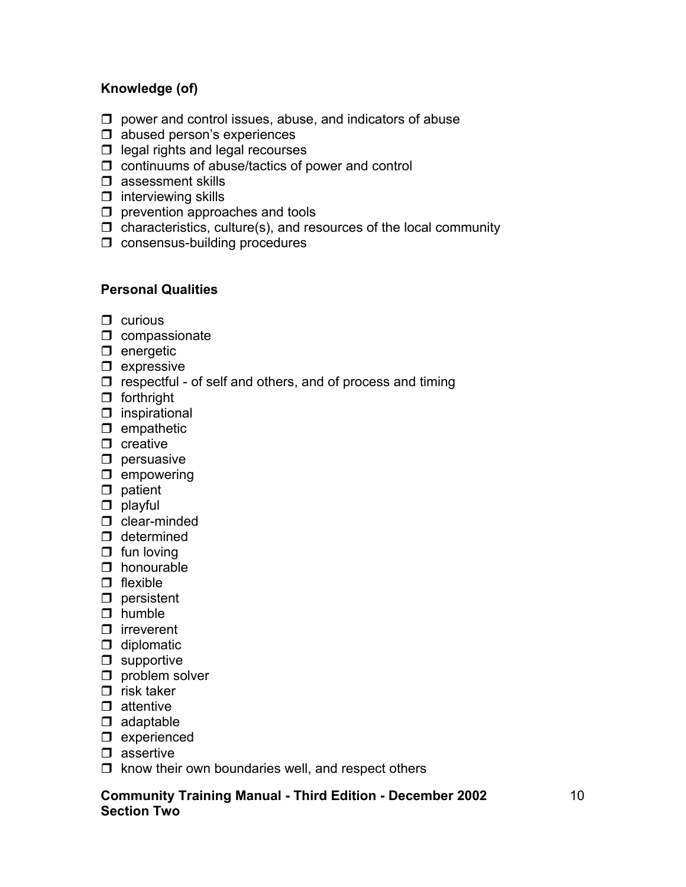**Knowledge (of)**

- power and control issues, abuse, and indicators of abuse
- abused person's experiences
- legal rights and legal recourses
- continuums of abuse/tactics of power and control
- assessment skills
- interviewing skills
- prevention approaches and tools
- characteristics, culture(s), and resources of the local community
- consensus-building procedures

**Personal Qualities**

- curious
- compassionate
- energetic
- expressive
- respectful - of self and others, and of process and timing
- forthright
- inspirational
- empathetic
- creative
- persuasive
- empowering
- patient
- playful
- clear-minded
- determined
- fun loving
- honourable
- flexible
- persistent
- humble
- irreverent
- diplomatic
- supportive
- problem solver
- risk taker
- attentive
- adaptable
- experienced
- assertive
- know their own boundaries well, and respect others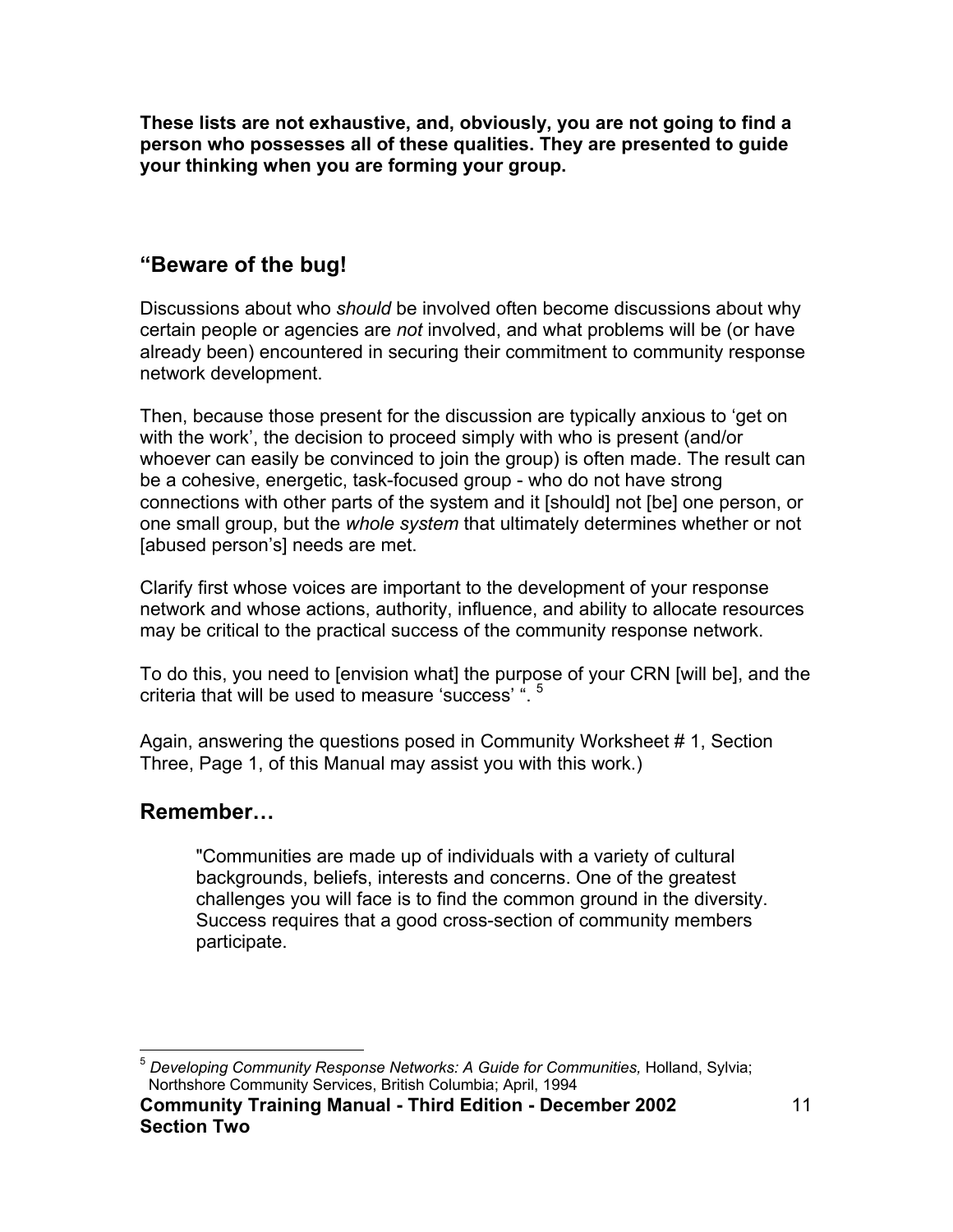**These lists are not exhaustive, and, obviously, you are not going to find a person who possesses all of these qualities. They are presented to guide your thinking when you are forming your group.**

## “Beware of the bug!

Discussions about who *should* be involved often become discussions about why certain people or agencies are *not* involved, and what problems will be (or have already been) encountered in securing their commitment to community response network development.

Then, because those present for the discussion are typically anxious to ‘get on with the work’, the decision to proceed simply with who is present (and/or whoever can easily be convinced to join the group) is often made. The result can be a cohesive, energetic, task-focused group - who do not have strong connections with other parts of the system and it [should] not [be] one person, or one small group, but the *whole system* that ultimately determines whether or not [abused person’s] needs are met.

Clarify first whose voices are important to the development of your response network and whose actions, authority, influence, and ability to allocate resources may be critical to the practical success of the community response network.

To do this, you need to [envision what] the purpose of your CRN [will be], and the criteria that will be used to measure ‘success’ “. [5]

Again, answering the questions posed in Community Worksheet # 1, Section Three, Page 1, of this Manual may assist you with this work.)

## Remember…

> "Communities are made up of individuals with a variety of cultural backgrounds, beliefs, interests and concerns. One of the greatest challenges you will face is to find the common ground in the diversity. Success requires that a good cross-section of community members participate.

[5] *Developing Community Response Networks: A Guide for Communities,* Holland, Sylvia; Northshore Community Services, British Columbia; April, 1994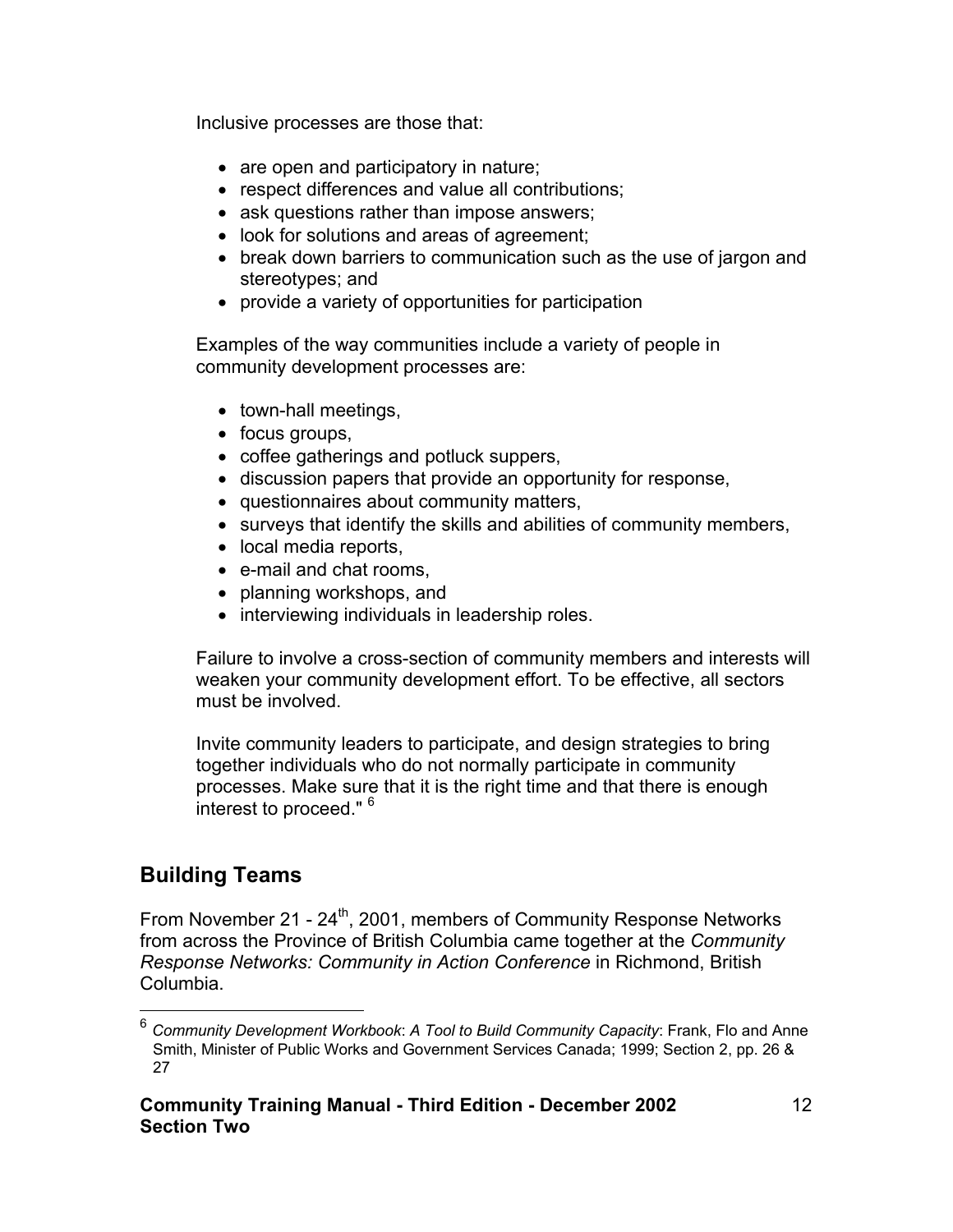Inclusive processes are those that:

- are open and participatory in nature;
- respect differences and value all contributions;
- ask questions rather than impose answers;
- look for solutions and areas of agreement;
- break down barriers to communication such as the use of jargon and stereotypes; and
- provide a variety of opportunities for participation

Examples of the way communities include a variety of people in community development processes are:

- town-hall meetings,
- focus groups,
- coffee gatherings and potluck suppers,
- discussion papers that provide an opportunity for response,
- questionnaires about community matters,
- surveys that identify the skills and abilities of community members,
- local media reports,
- e-mail and chat rooms,
- planning workshops, and
- interviewing individuals in leadership roles.

Failure to involve a cross-section of community members and interests will weaken your community development effort. To be effective, all sectors must be involved.

Invite community leaders to participate, and design strategies to bring together individuals who do not normally participate in community processes. Make sure that it is the right time and that there is enough interest to proceed." [6]

## Building Teams

From November 21 - 24th, 2001, members of Community Response Networks from across the Province of British Columbia came together at the *Community Response Networks: Community in Action Conference* in Richmond, British Columbia.

[6] *Community Development Workbook*: *A Tool to Build Community Capacity*: Frank, Flo and Anne Smith, Minister of Public Works and Government Services Canada; 1999; Section 2, pp. 26 & 27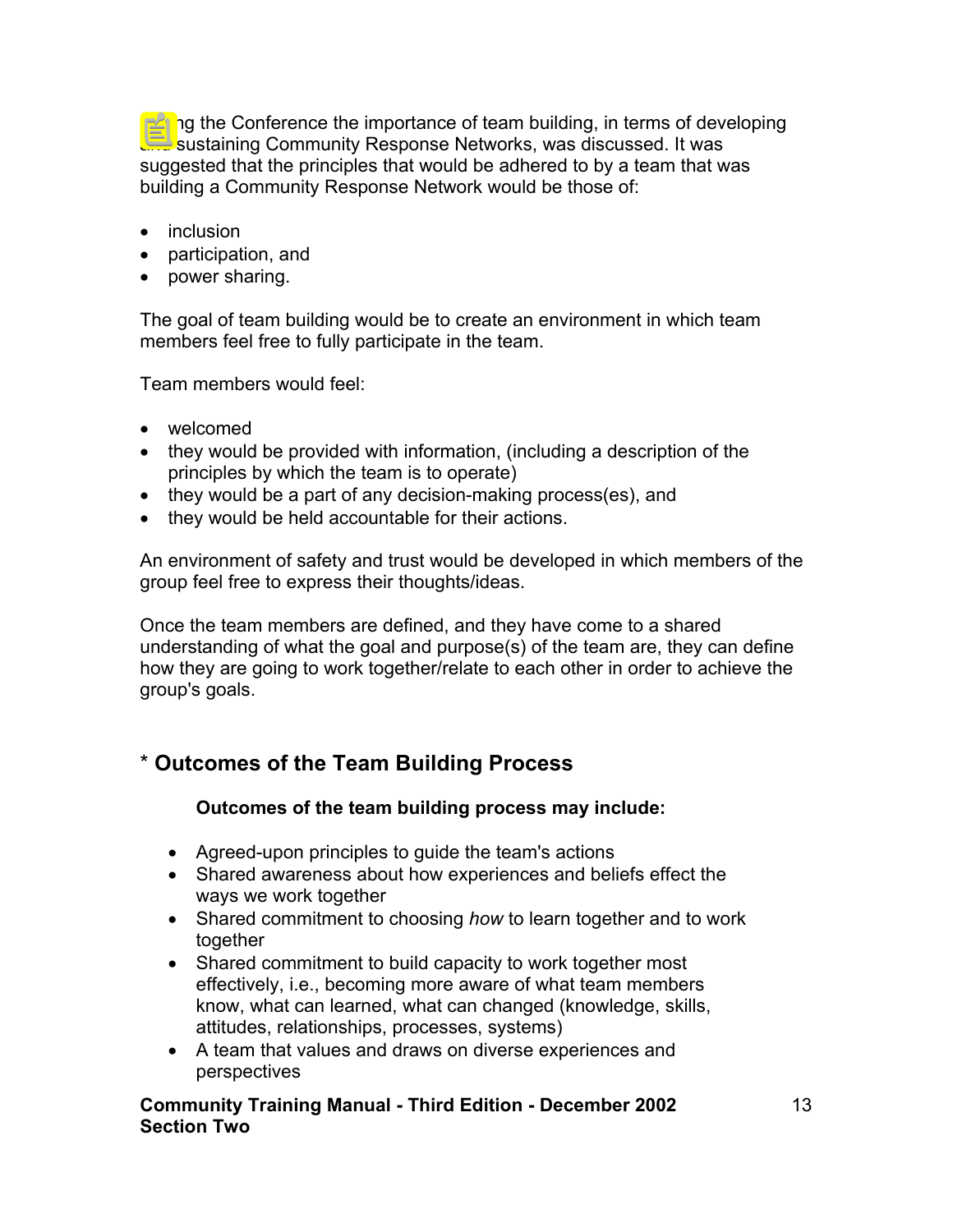During the Conference the importance of team building, in terms of developing and sustaining Community Response Networks, was discussed. It was suggested that the principles that would be adhered to by a team that was building a Community Response Network would be those of:

- inclusion
- participation, and
- power sharing.

The goal of team building would be to create an environment in which team members feel free to fully participate in the team.

Team members would feel:

- welcomed
- they would be provided with information, (including a description of the principles by which the team is to operate)
- they would be a part of any decision-making process(es), and
- they would be held accountable for their actions.

An environment of safety and trust would be developed in which members of the group feel free to express their thoughts/ideas.

Once the team members are defined, and they have come to a shared understanding of what the goal and purpose(s) of the team are, they can define how they are going to work together/relate to each other in order to achieve the group's goals.

## * **Outcomes of the Team Building Process**

**Outcomes of the team building process may include:**

- Agreed-upon principles to guide the team's actions
- Shared awareness about how experiences and beliefs effect the ways we work together
- Shared commitment to choosing *how* to learn together and to work together
- Shared commitment to build capacity to work together most effectively, i.e., becoming more aware of what team members know, what can learned, what can changed (knowledge, skills, attitudes, relationships, processes, systems)
- A team that values and draws on diverse experiences and perspectives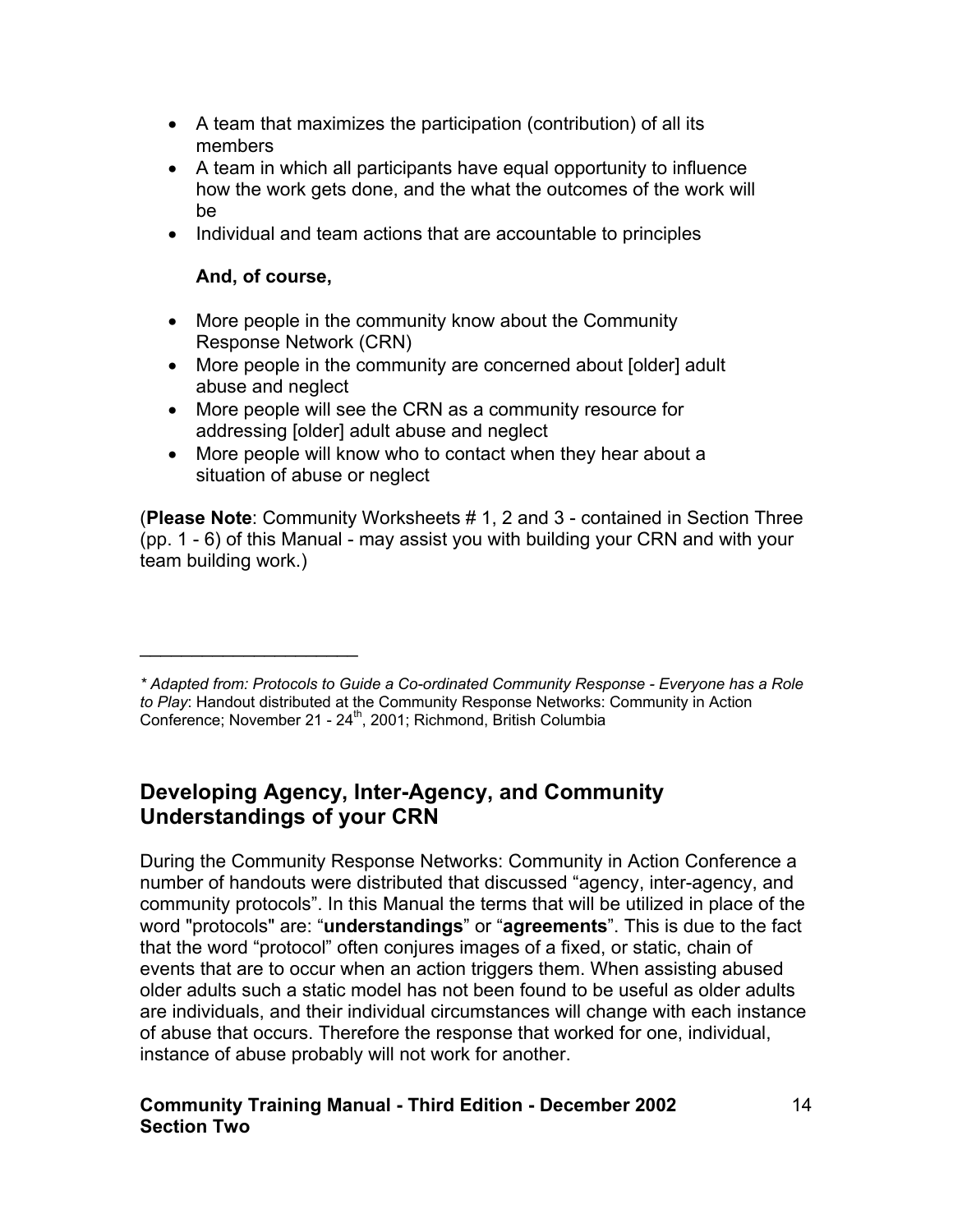- A team that maximizes the participation (contribution) of all its members
- A team in which all participants have equal opportunity to influence how the work gets done, and the what the outcomes of the work will be
- Individual and team actions that are accountable to principles

**And, of course,**

- More people in the community know about the Community Response Network (CRN)
- More people in the community are concerned about [older] adult abuse and neglect
- More people will see the CRN as a community resource for addressing [older] adult abuse and neglect
- More people will know who to contact when they hear about a situation of abuse or neglect

(**Please Note**: Community Worksheets # 1, 2 and 3 - contained in Section Three (pp. 1 - 6) of this Manual - may assist you with building your CRN and with your team building work.)

---

*\* Adapted from: Protocols to Guide a Co-ordinated Community Response - Everyone has a Role to Play*: Handout distributed at the Community Response Networks: Community in Action Conference; November 21 - 24th, 2001; Richmond, British Columbia

## Developing Agency, Inter-Agency, and Community Understandings of your CRN

During the Community Response Networks: Community in Action Conference a number of handouts were distributed that discussed "agency, inter-agency, and community protocols". In this Manual the terms that will be utilized in place of the word "protocols" are: "**understandings**" or "**agreements**". This is due to the fact that the word "protocol" often conjures images of a fixed, or static, chain of events that are to occur when an action triggers them. When assisting abused older adults such a static model has not been found to be useful as older adults are individuals, and their individual circumstances will change with each instance of abuse that occurs. Therefore the response that worked for one, individual, instance of abuse probably will not work for another.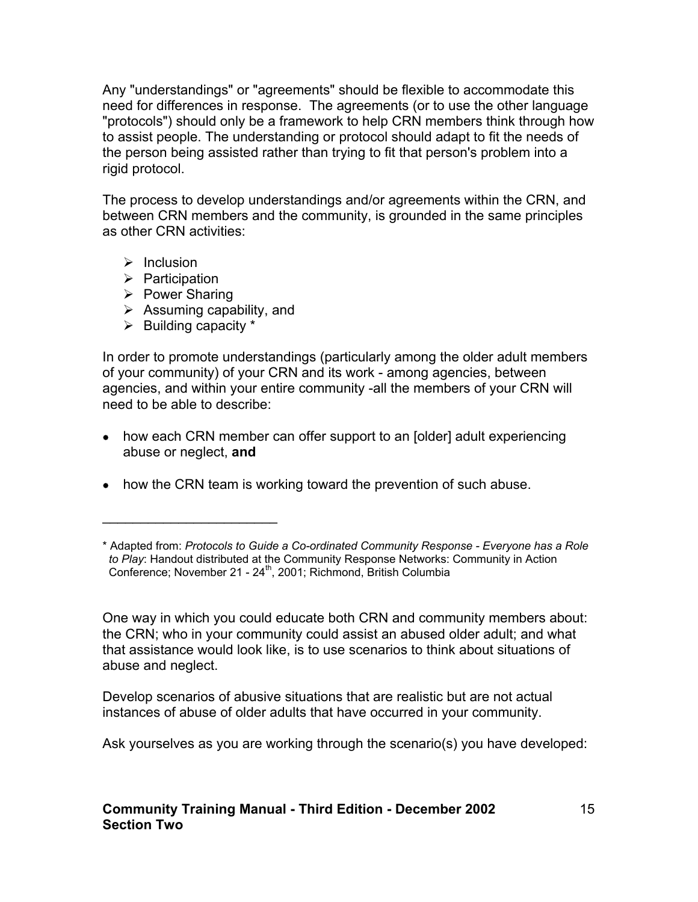Any "understandings" or "agreements" should be flexible to accommodate this need for differences in response. The agreements (or to use the other language "protocols") should only be a framework to help CRN members think through how to assist people. The understanding or protocol should adapt to fit the needs of the person being assisted rather than trying to fit that person's problem into a rigid protocol.

The process to develop understandings and/or agreements within the CRN, and between CRN members and the community, is grounded in the same principles as other CRN activities:

- Inclusion
- Participation
- Power Sharing
- Assuming capability, and
- Building capacity *

In order to promote understandings (particularly among the older adult members of your community) of your CRN and its work - among agencies, between agencies, and within your entire community -all the members of your CRN will need to be able to describe:

- how each CRN member can offer support to an [older] adult experiencing abuse or neglect, **and**
- how the CRN team is working toward the prevention of such abuse.

---

* Adapted from: *Protocols to Guide a Co-ordinated Community Response - Everyone has a Role to Play*: Handout distributed at the Community Response Networks: Community in Action Conference; November 21 - 24th, 2001; Richmond, British Columbia

One way in which you could educate both CRN and community members about: the CRN; who in your community could assist an abused older adult; and what that assistance would look like, is to use scenarios to think about situations of abuse and neglect.

Develop scenarios of abusive situations that are realistic but are not actual instances of abuse of older adults that have occurred in your community.

Ask yourselves as you are working through the scenario(s) you have developed: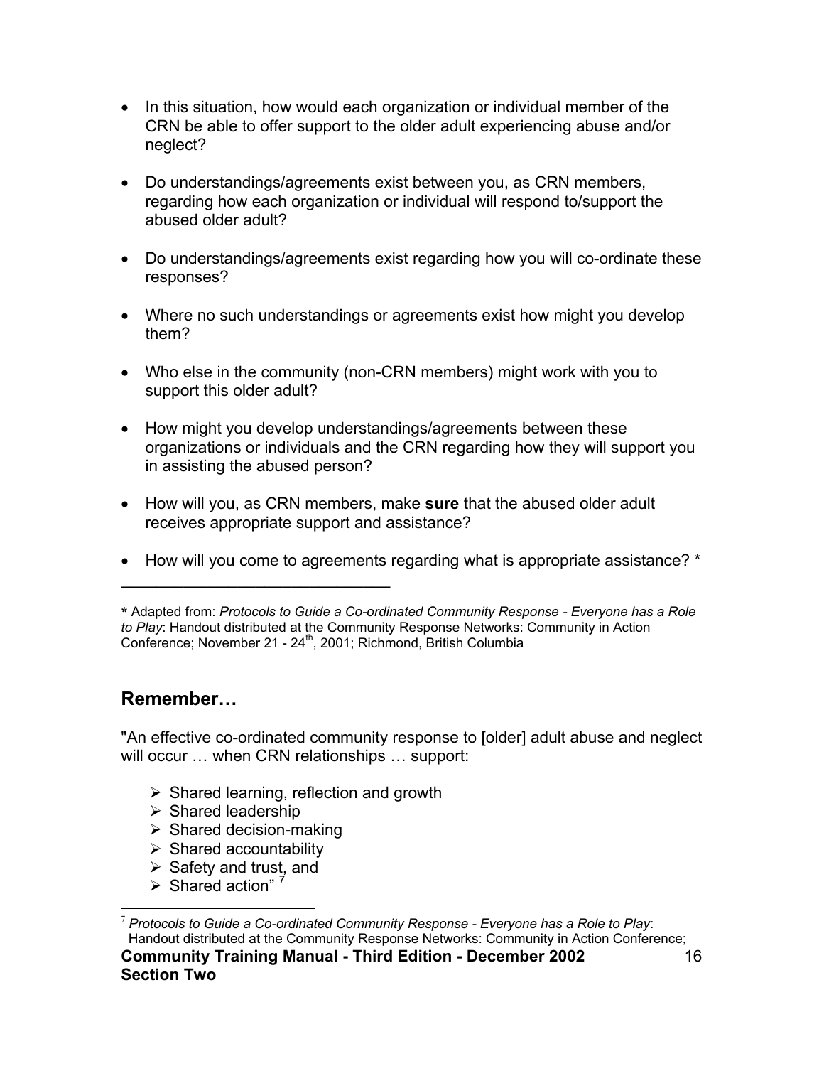- In this situation, how would each organization or individual member of the CRN be able to offer support to the older adult experiencing abuse and/or neglect?

- Do understandings/agreements exist between you, as CRN members, regarding how each organization or individual will respond to/support the abused older adult?

- Do understandings/agreements exist regarding how you will co-ordinate these responses?

- Where no such understandings or agreements exist how might you develop them?

- Who else in the community (non-CRN members) might work with you to support this older adult?

- How might you develop understandings/agreements between these organizations or individuals and the CRN regarding how they will support you in assisting the abused person?

- How will you, as CRN members, make **sure** that the abused older adult receives appropriate support and assistance?

- How will you come to agreements regarding what is appropriate assistance? *

---

**\*** Adapted from: *Protocols to Guide a Co-ordinated Community Response - Everyone has a Role to Play*: Handout distributed at the Community Response Networks: Community in Action Conference; November 21 - 24th, 2001; Richmond, British Columbia

## Remember…

"An effective co-ordinated community response to [older] adult abuse and neglect will occur … when CRN relationships … support:

- Shared learning, reflection and growth
- Shared leadership
- Shared decision-making
- Shared accountability
- Safety and trust, and
- Shared action" [7]

---

[7] *Protocols to Guide a Co-ordinated Community Response - Everyone has a Role to Play*: Handout distributed at the Community Response Networks: Community in Action Conference;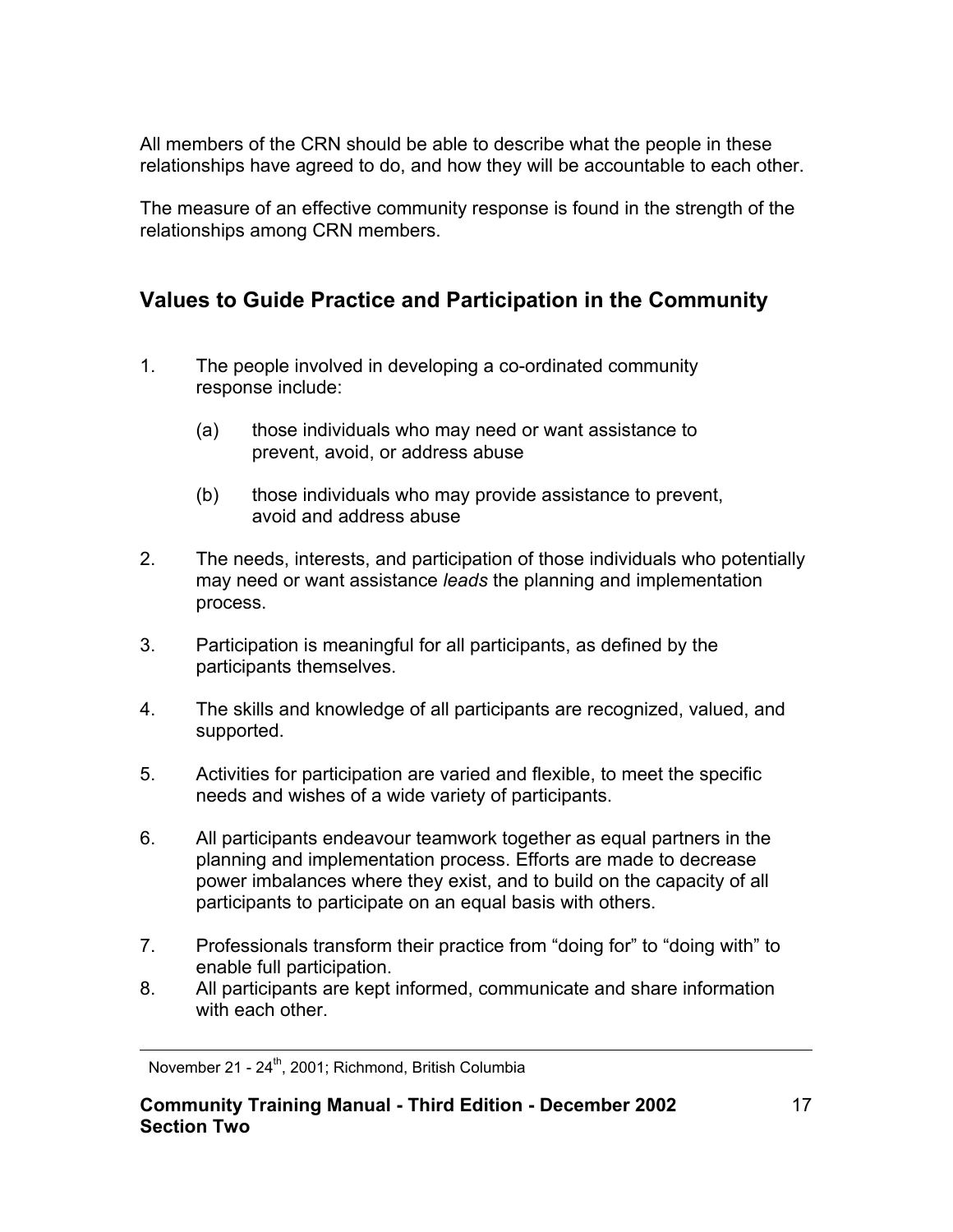All members of the CRN should be able to describe what the people in these relationships have agreed to do, and how they will be accountable to each other.

The measure of an effective community response is found in the strength of the relationships among CRN members.

## Values to Guide Practice and Participation in the Community

1. The people involved in developing a co-ordinated community response include:

   (a) those individuals who may need or want assistance to prevent, avoid, or address abuse

   (b) those individuals who may provide assistance to prevent, avoid and address abuse

2. The needs, interests, and participation of those individuals who potentially may need or want assistance *leads* the planning and implementation process.

3. Participation is meaningful for all participants, as defined by the participants themselves.

4. The skills and knowledge of all participants are recognized, valued, and supported.

5. Activities for participation are varied and flexible, to meet the specific needs and wishes of a wide variety of participants.

6. All participants endeavour teamwork together as equal partners in the planning and implementation process. Efforts are made to decrease power imbalances where they exist, and to build on the capacity of all participants to participate on an equal basis with others.

7. Professionals transform their practice from “doing for” to “doing with” to enable full participation.

8. All participants are kept informed, communicate and share information with each other.

---

November 21 - 24th, 2001; Richmond, British Columbia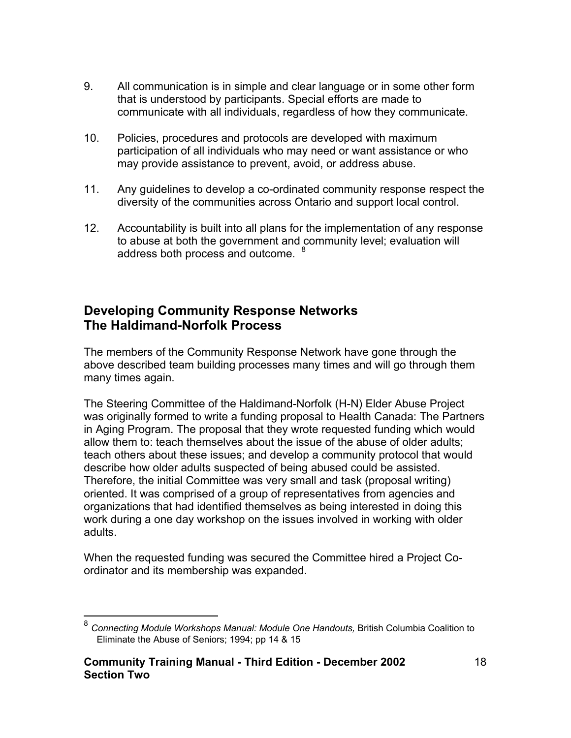9. All communication is in simple and clear language or in some other form that is understood by participants. Special efforts are made to communicate with all individuals, regardless of how they communicate.

10. Policies, procedures and protocols are developed with maximum participation of all individuals who may need or want assistance or who may provide assistance to prevent, avoid, or address abuse.

11. Any guidelines to develop a co-ordinated community response respect the diversity of the communities across Ontario and support local control.

12. Accountability is built into all plans for the implementation of any response to abuse at both the government and community level; evaluation will address both process and outcome. [8]

## Developing Community Response Networks
## The Haldimand-Norfolk Process

The members of the Community Response Network have gone through the above described team building processes many times and will go through them many times again.

The Steering Committee of the Haldimand-Norfolk (H-N) Elder Abuse Project was originally formed to write a funding proposal to Health Canada: The Partners in Aging Program. The proposal that they wrote requested funding which would allow them to: teach themselves about the issue of the abuse of older adults; teach others about these issues; and develop a community protocol that would describe how older adults suspected of being abused could be assisted. Therefore, the initial Committee was very small and task (proposal writing) oriented. It was comprised of a group of representatives from agencies and organizations that had identified themselves as being interested in doing this work during a one day workshop on the issues involved in working with older adults.

When the requested funding was secured the Committee hired a Project Co-ordinator and its membership was expanded.

---

[8] *Connecting Module Workshops Manual: Module One Handouts,* British Columbia Coalition to Eliminate the Abuse of Seniors; 1994; pp 14 & 15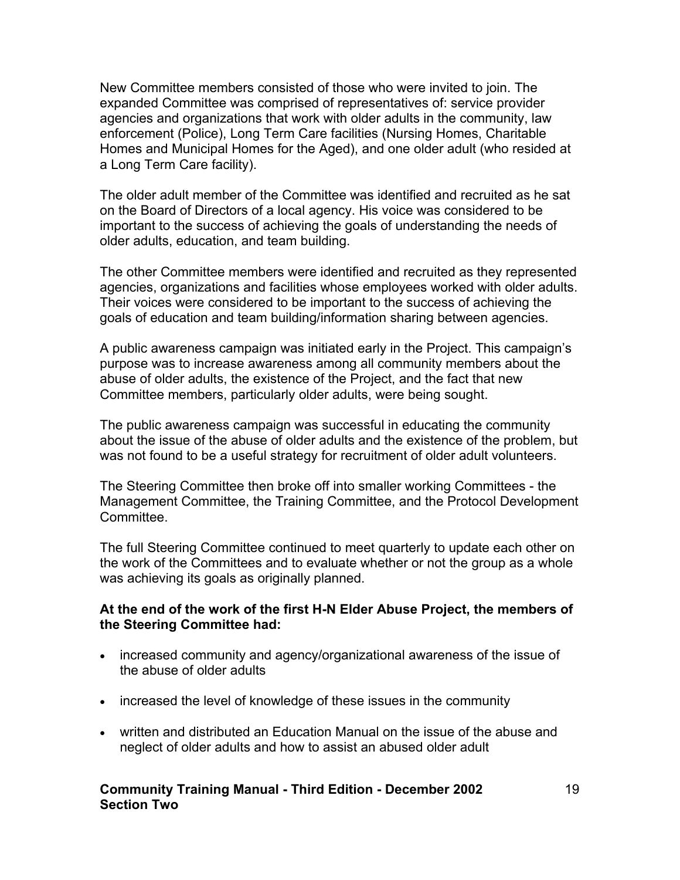New Committee members consisted of those who were invited to join. The expanded Committee was comprised of representatives of: service provider agencies and organizations that work with older adults in the community, law enforcement (Police), Long Term Care facilities (Nursing Homes, Charitable Homes and Municipal Homes for the Aged), and one older adult (who resided at a Long Term Care facility).

The older adult member of the Committee was identified and recruited as he sat on the Board of Directors of a local agency. His voice was considered to be important to the success of achieving the goals of understanding the needs of older adults, education, and team building.

The other Committee members were identified and recruited as they represented agencies, organizations and facilities whose employees worked with older adults. Their voices were considered to be important to the success of achieving the goals of education and team building/information sharing between agencies.

A public awareness campaign was initiated early in the Project. This campaign's purpose was to increase awareness among all community members about the abuse of older adults, the existence of the Project, and the fact that new Committee members, particularly older adults, were being sought.

The public awareness campaign was successful in educating the community about the issue of the abuse of older adults and the existence of the problem, but was not found to be a useful strategy for recruitment of older adult volunteers.

The Steering Committee then broke off into smaller working Committees - the Management Committee, the Training Committee, and the Protocol Development Committee.

The full Steering Committee continued to meet quarterly to update each other on the work of the Committees and to evaluate whether or not the group as a whole was achieving its goals as originally planned.

**At the end of the work of the first H-N Elder Abuse Project, the members of the Steering Committee had:**

- increased community and agency/organizational awareness of the issue of the abuse of older adults
- increased the level of knowledge of these issues in the community
- written and distributed an Education Manual on the issue of the abuse and neglect of older adults and how to assist an abused older adult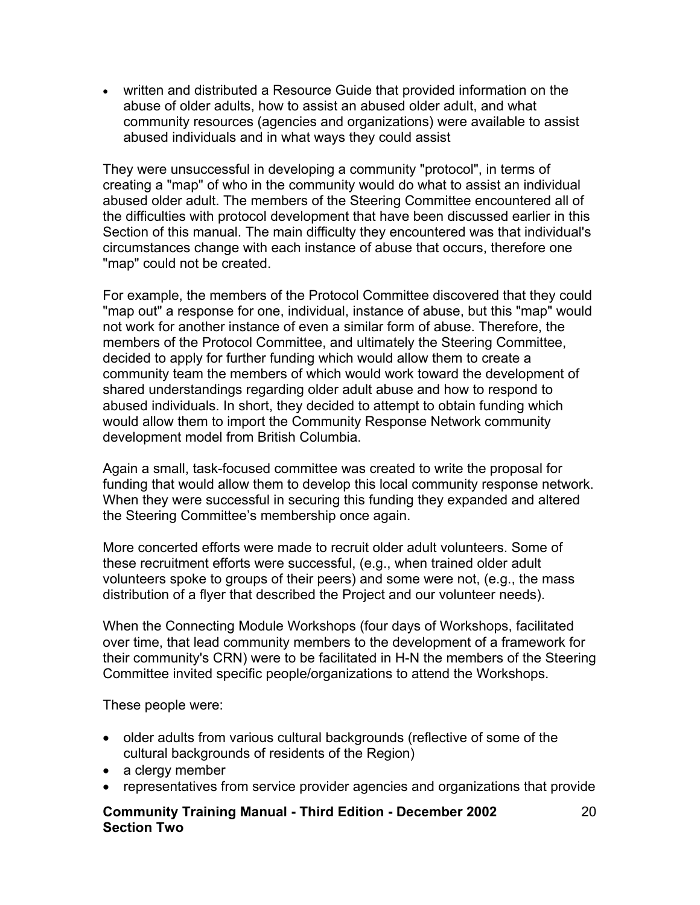- written and distributed a Resource Guide that provided information on the abuse of older adults, how to assist an abused older adult, and what community resources (agencies and organizations) were available to assist abused individuals and in what ways they could assist

They were unsuccessful in developing a community "protocol", in terms of creating a "map" of who in the community would do what to assist an individual abused older adult. The members of the Steering Committee encountered all of the difficulties with protocol development that have been discussed earlier in this Section of this manual. The main difficulty they encountered was that individual's circumstances change with each instance of abuse that occurs, therefore one "map" could not be created.

For example, the members of the Protocol Committee discovered that they could "map out" a response for one, individual, instance of abuse, but this "map" would not work for another instance of even a similar form of abuse. Therefore, the members of the Protocol Committee, and ultimately the Steering Committee, decided to apply for further funding which would allow them to create a community team the members of which would work toward the development of shared understandings regarding older adult abuse and how to respond to abused individuals. In short, they decided to attempt to obtain funding which would allow them to import the Community Response Network community development model from British Columbia.

Again a small, task-focused committee was created to write the proposal for funding that would allow them to develop this local community response network. When they were successful in securing this funding they expanded and altered the Steering Committee's membership once again.

More concerted efforts were made to recruit older adult volunteers. Some of these recruitment efforts were successful, (e.g., when trained older adult volunteers spoke to groups of their peers) and some were not, (e.g., the mass distribution of a flyer that described the Project and our volunteer needs).

When the Connecting Module Workshops (four days of Workshops, facilitated over time, that lead community members to the development of a framework for their community's CRN) were to be facilitated in H-N the members of the Steering Committee invited specific people/organizations to attend the Workshops.

These people were:

- older adults from various cultural backgrounds (reflective of some of the cultural backgrounds of residents of the Region)
- a clergy member
- representatives from service provider agencies and organizations that provide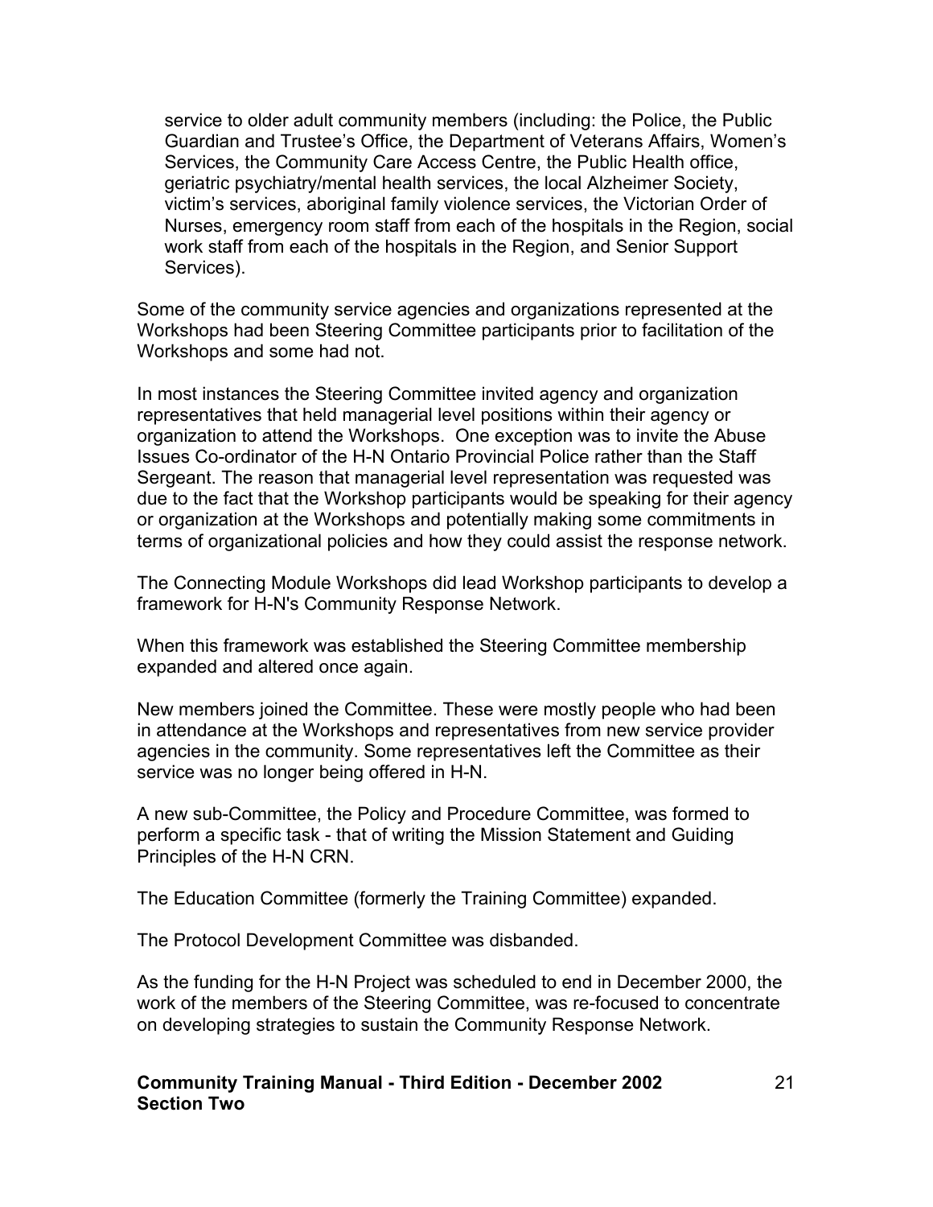service to older adult community members (including: the Police, the Public Guardian and Trustee's Office, the Department of Veterans Affairs, Women's Services, the Community Care Access Centre, the Public Health office, geriatric psychiatry/mental health services, the local Alzheimer Society, victim's services, aboriginal family violence services, the Victorian Order of Nurses, emergency room staff from each of the hospitals in the Region, social work staff from each of the hospitals in the Region, and Senior Support Services).

Some of the community service agencies and organizations represented at the Workshops had been Steering Committee participants prior to facilitation of the Workshops and some had not.

In most instances the Steering Committee invited agency and organization representatives that held managerial level positions within their agency or organization to attend the Workshops. One exception was to invite the Abuse Issues Co-ordinator of the H-N Ontario Provincial Police rather than the Staff Sergeant. The reason that managerial level representation was requested was due to the fact that the Workshop participants would be speaking for their agency or organization at the Workshops and potentially making some commitments in terms of organizational policies and how they could assist the response network.

The Connecting Module Workshops did lead Workshop participants to develop a framework for H-N's Community Response Network.

When this framework was established the Steering Committee membership expanded and altered once again.

New members joined the Committee. These were mostly people who had been in attendance at the Workshops and representatives from new service provider agencies in the community. Some representatives left the Committee as their service was no longer being offered in H-N.

A new sub-Committee, the Policy and Procedure Committee, was formed to perform a specific task - that of writing the Mission Statement and Guiding Principles of the H-N CRN.

The Education Committee (formerly the Training Committee) expanded.

The Protocol Development Committee was disbanded.

As the funding for the H-N Project was scheduled to end in December 2000, the work of the members of the Steering Committee, was re-focused to concentrate on developing strategies to sustain the Community Response Network.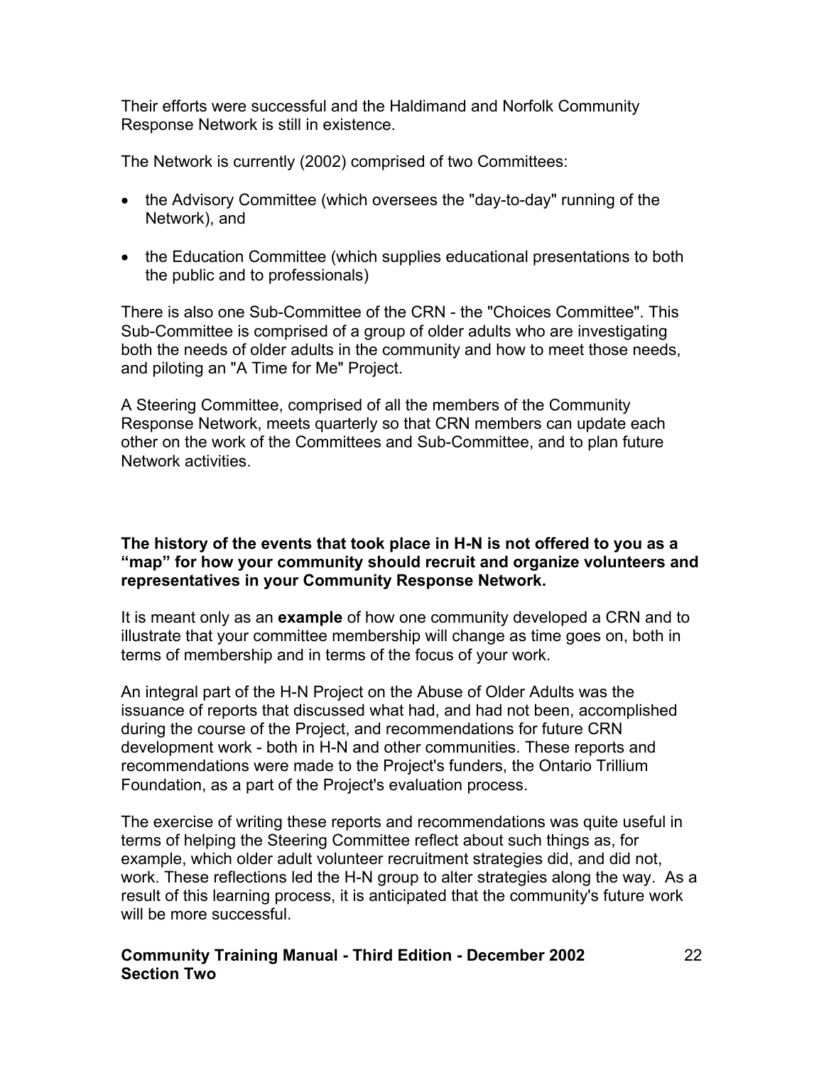Their efforts were successful and the Haldimand and Norfolk Community Response Network is still in existence.

The Network is currently (2002) comprised of two Committees:

- the Advisory Committee (which oversees the "day-to-day" running of the Network), and
- the Education Committee (which supplies educational presentations to both the public and to professionals)

There is also one Sub-Committee of the CRN - the "Choices Committee". This Sub-Committee is comprised of a group of older adults who are investigating both the needs of older adults in the community and how to meet those needs, and piloting an "A Time for Me" Project.

A Steering Committee, comprised of all the members of the Community Response Network, meets quarterly so that CRN members can update each other on the work of the Committees and Sub-Committee, and to plan future Network activities.

**The history of the events that took place in H-N is not offered to you as a "map" for how your community should recruit and organize volunteers and representatives in your Community Response Network.**

It is meant only as an **example** of how one community developed a CRN and to illustrate that your committee membership will change as time goes on, both in terms of membership and in terms of the focus of your work.

An integral part of the H-N Project on the Abuse of Older Adults was the issuance of reports that discussed what had, and had not been, accomplished during the course of the Project, and recommendations for future CRN development work - both in H-N and other communities. These reports and recommendations were made to the Project's funders, the Ontario Trillium Foundation, as a part of the Project's evaluation process.

The exercise of writing these reports and recommendations was quite useful in terms of helping the Steering Committee reflect about such things as, for example, which older adult volunteer recruitment strategies did, and did not, work. These reflections led the H-N group to alter strategies along the way. As a result of this learning process, it is anticipated that the community's future work will be more successful.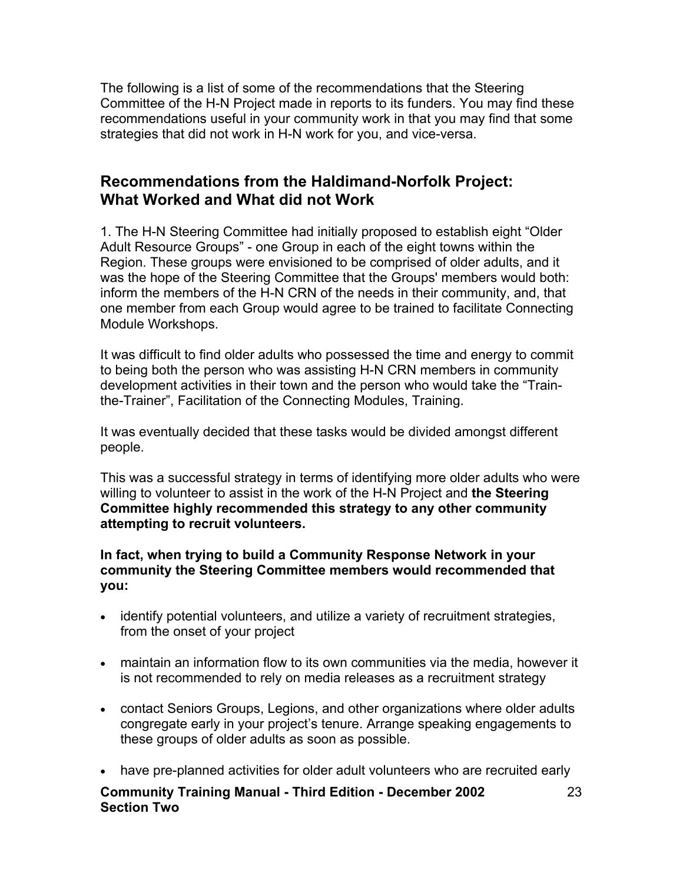The following is a list of some of the recommendations that the Steering Committee of the H-N Project made in reports to its funders. You may find these recommendations useful in your community work in that you may find that some strategies that did not work in H-N work for you, and vice-versa.

## Recommendations from the Haldimand-Norfolk Project: What Worked and What did not Work

1. The H-N Steering Committee had initially proposed to establish eight "Older Adult Resource Groups" - one Group in each of the eight towns within the Region. These groups were envisioned to be comprised of older adults, and it was the hope of the Steering Committee that the Groups' members would both: inform the members of the H-N CRN of the needs in their community, and, that one member from each Group would agree to be trained to facilitate Connecting Module Workshops.

It was difficult to find older adults who possessed the time and energy to commit to being both the person who was assisting H-N CRN members in community development activities in their town and the person who would take the "Train-the-Trainer", Facilitation of the Connecting Modules, Training.

It was eventually decided that these tasks would be divided amongst different people.

This was a successful strategy in terms of identifying more older adults who were willing to volunteer to assist in the work of the H-N Project and **the Steering Committee highly recommended this strategy to any other community attempting to recruit volunteers.**

**In fact, when trying to build a Community Response Network in your community the Steering Committee members would recommended that you:**

- identify potential volunteers, and utilize a variety of recruitment strategies, from the onset of your project
- maintain an information flow to its own communities via the media, however it is not recommended to rely on media releases as a recruitment strategy
- contact Seniors Groups, Legions, and other organizations where older adults congregate early in your project's tenure. Arrange speaking engagements to these groups of older adults as soon as possible.
- have pre-planned activities for older adult volunteers who are recruited early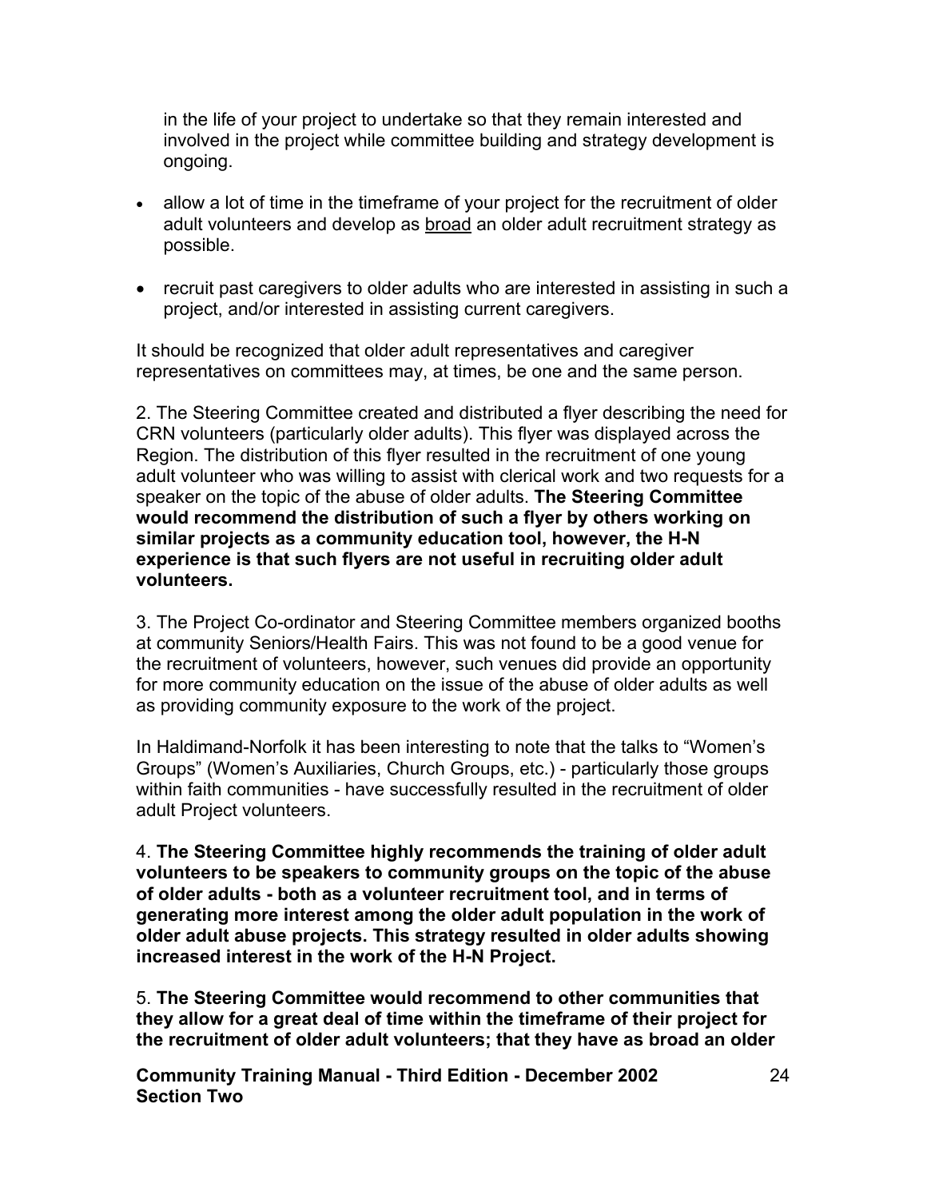in the life of your project to undertake so that they remain interested and involved in the project while committee building and strategy development is ongoing.

- allow a lot of time in the timeframe of your project for the recruitment of older adult volunteers and develop as <u>broad</u> an older adult recruitment strategy as possible.

- recruit past caregivers to older adults who are interested in assisting in such a project, and/or interested in assisting current caregivers.

It should be recognized that older adult representatives and caregiver representatives on committees may, at times, be one and the same person.

2. The Steering Committee created and distributed a flyer describing the need for CRN volunteers (particularly older adults). This flyer was displayed across the Region. The distribution of this flyer resulted in the recruitment of one young adult volunteer who was willing to assist with clerical work and two requests for a speaker on the topic of the abuse of older adults. **The Steering Committee would recommend the distribution of such a flyer by others working on similar projects as a community education tool, however, the H-N experience is that such flyers are not useful in recruiting older adult volunteers.**

3. The Project Co-ordinator and Steering Committee members organized booths at community Seniors/Health Fairs. This was not found to be a good venue for the recruitment of volunteers, however, such venues did provide an opportunity for more community education on the issue of the abuse of older adults as well as providing community exposure to the work of the project.

In Haldimand-Norfolk it has been interesting to note that the talks to "Women's Groups" (Women's Auxiliaries, Church Groups, etc.) - particularly those groups within faith communities - have successfully resulted in the recruitment of older adult Project volunteers.

4. **The Steering Committee highly recommends the training of older adult volunteers to be speakers to community groups on the topic of the abuse of older adults - both as a volunteer recruitment tool, and in terms of generating more interest among the older adult population in the work of older adult abuse projects. This strategy resulted in older adults showing increased interest in the work of the H-N Project.**

5. **The Steering Committee would recommend to other communities that they allow for a great deal of time within the timeframe of their project for the recruitment of older adult volunteers; that they have as broad an older**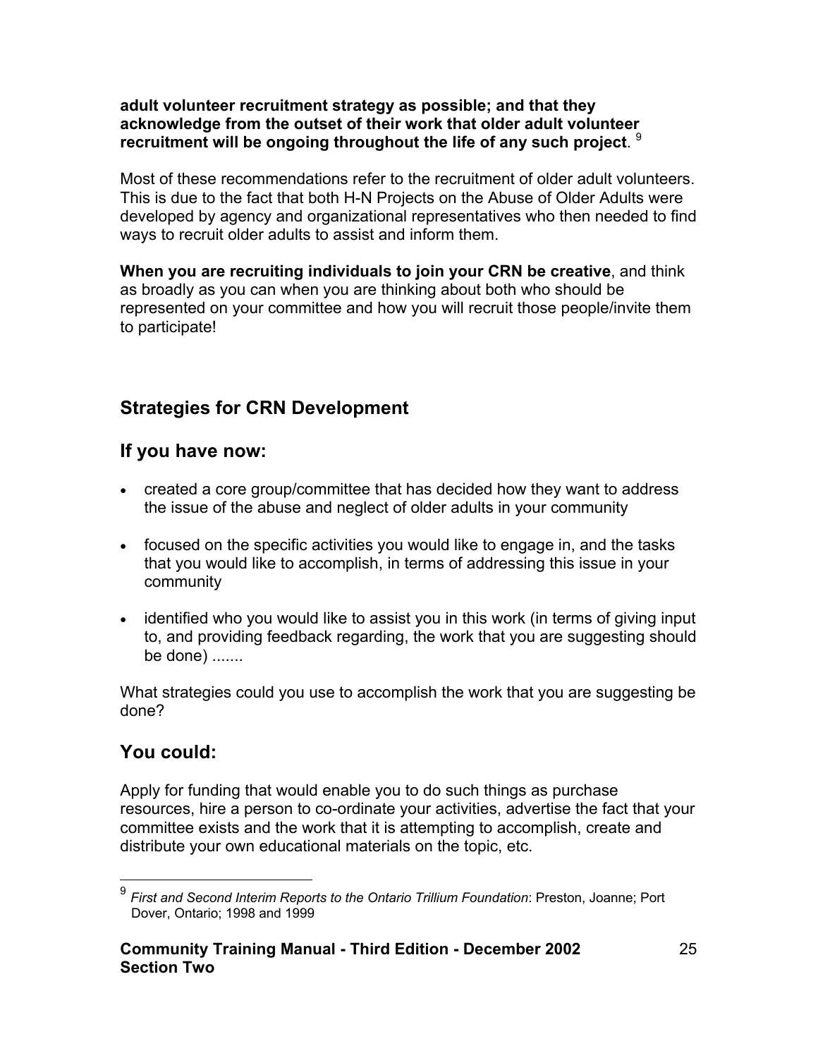**adult volunteer recruitment strategy as possible; and that they acknowledge from the outset of their work that older adult volunteer recruitment will be ongoing throughout the life of any such project**. [9]

Most of these recommendations refer to the recruitment of older adult volunteers. This is due to the fact that both H-N Projects on the Abuse of Older Adults were developed by agency and organizational representatives who then needed to find ways to recruit older adults to assist and inform them.

**When you are recruiting individuals to join your CRN be creative**, and think as broadly as you can when you are thinking about both who should be represented on your committee and how you will recruit those people/invite them to participate!

## Strategies for CRN Development

## If you have now:

- created a core group/committee that has decided how they want to address the issue of the abuse and neglect of older adults in your community
- focused on the specific activities you would like to engage in, and the tasks that you would like to accomplish, in terms of addressing this issue in your community
- identified who you would like to assist you in this work (in terms of giving input to, and providing feedback regarding, the work that you are suggesting should be done) .......

What strategies could you use to accomplish the work that you are suggesting be done?

## You could:

Apply for funding that would enable you to do such things as purchase resources, hire a person to co-ordinate your activities, advertise the fact that your committee exists and the work that it is attempting to accomplish, create and distribute your own educational materials on the topic, etc.

---

[9] *First and Second Interim Reports to the Ontario Trillium Foundation*: Preston, Joanne; Port Dover, Ontario; 1998 and 1999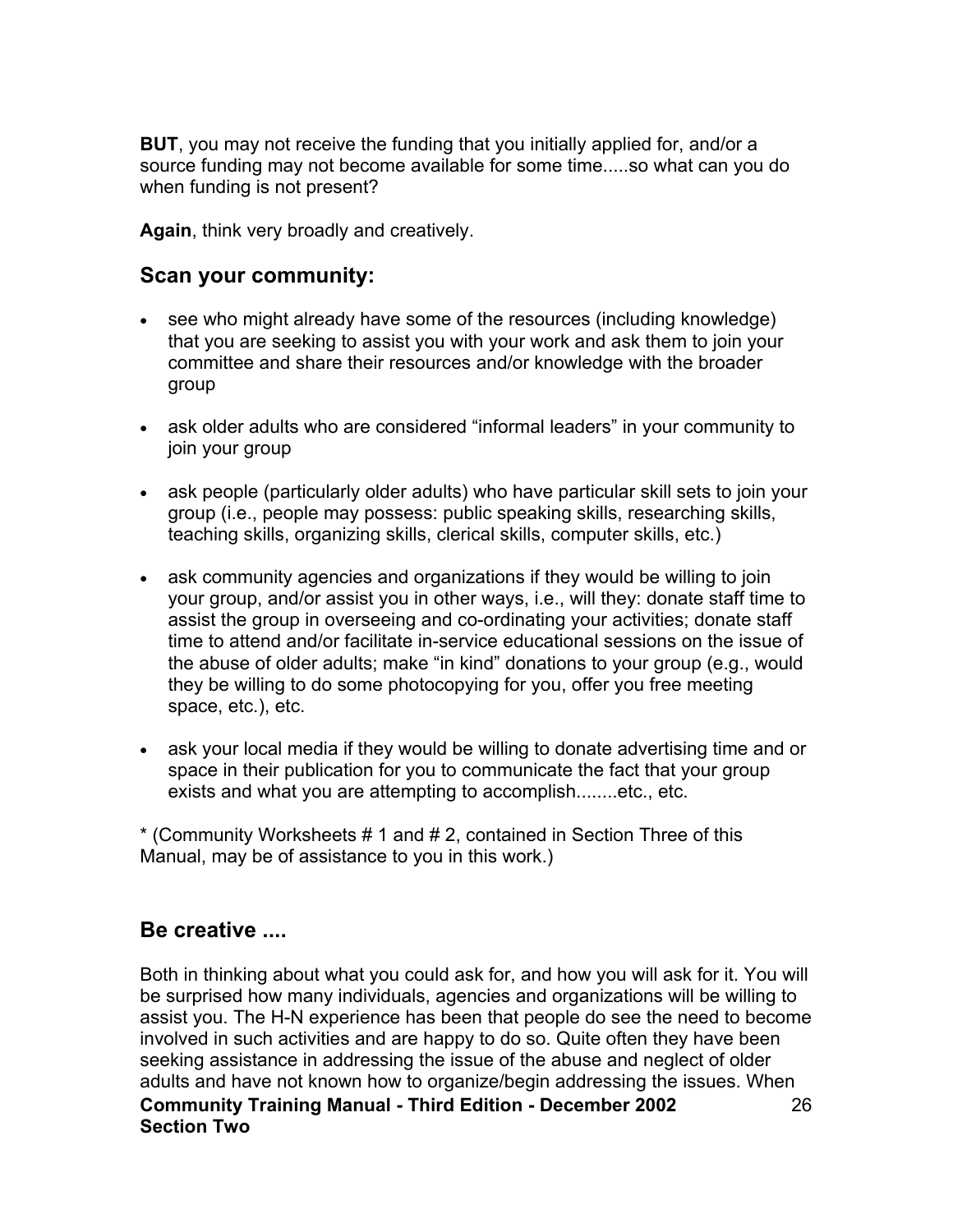**BUT**, you may not receive the funding that you initially applied for, and/or a source funding may not become available for some time.....so what can you do when funding is not present?

**Again**, think very broadly and creatively.

## Scan your community:

- see who might already have some of the resources (including knowledge) that you are seeking to assist you with your work and ask them to join your committee and share their resources and/or knowledge with the broader group
- ask older adults who are considered "informal leaders" in your community to join your group
- ask people (particularly older adults) who have particular skill sets to join your group (i.e., people may possess: public speaking skills, researching skills, teaching skills, organizing skills, clerical skills, computer skills, etc.)
- ask community agencies and organizations if they would be willing to join your group, and/or assist you in other ways, i.e., will they: donate staff time to assist the group in overseeing and co-ordinating your activities; donate staff time to attend and/or facilitate in-service educational sessions on the issue of the abuse of older adults; make "in kind" donations to your group (e.g., would they be willing to do some photocopying for you, offer you free meeting space, etc.), etc.
- ask your local media if they would be willing to donate advertising time and or space in their publication for you to communicate the fact that your group exists and what you are attempting to accomplish........etc., etc.

* (Community Worksheets # 1 and # 2, contained in Section Three of this Manual, may be of assistance to you in this work.)

## Be creative ....

Both in thinking about what you could ask for, and how you will ask for it. You will be surprised how many individuals, agencies and organizations will be willing to assist you. The H-N experience has been that people do see the need to become involved in such activities and are happy to do so. Quite often they have been seeking assistance in addressing the issue of the abuse and neglect of older adults and have not known how to organize/begin addressing the issues. When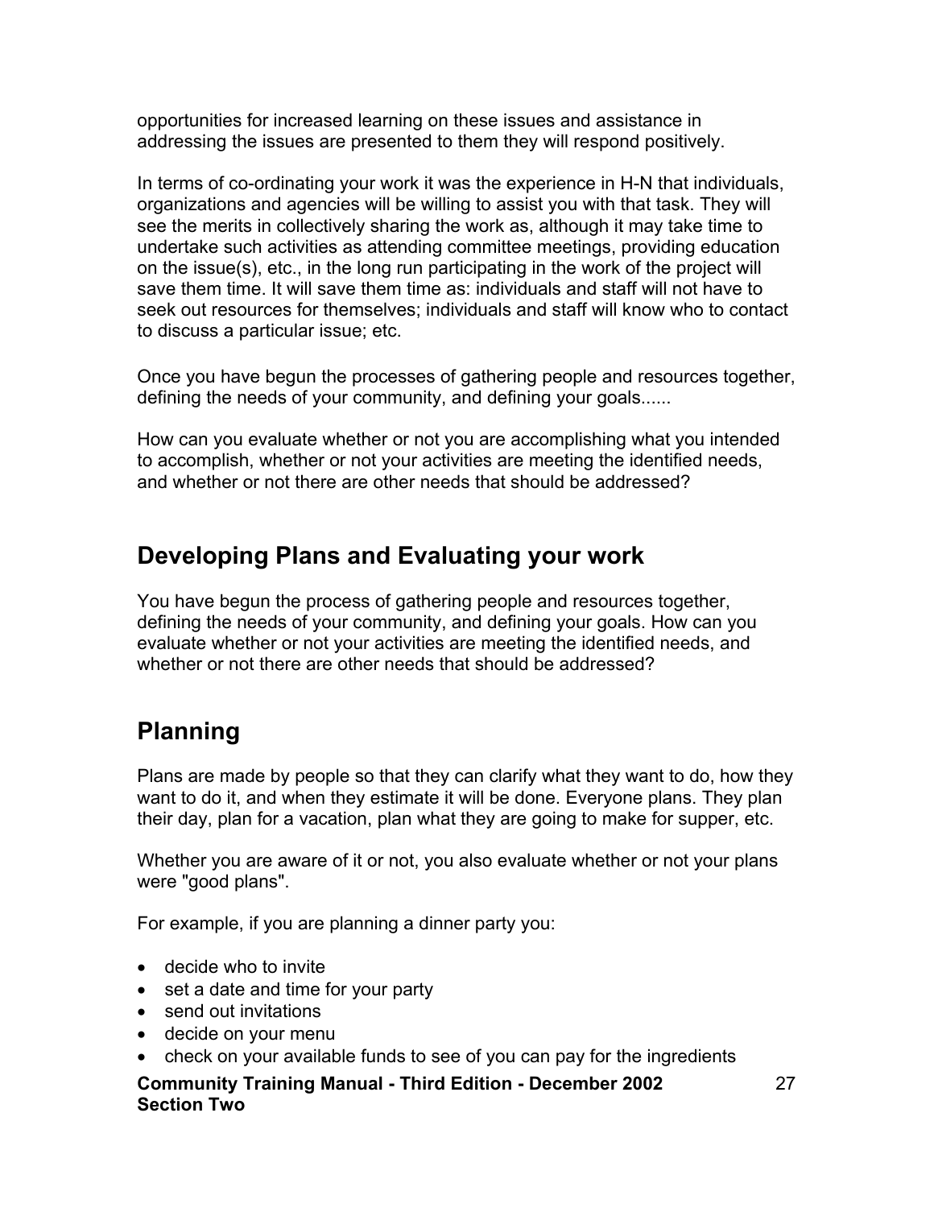opportunities for increased learning on these issues and assistance in addressing the issues are presented to them they will respond positively.

In terms of co-ordinating your work it was the experience in H-N that individuals, organizations and agencies will be willing to assist you with that task. They will see the merits in collectively sharing the work as, although it may take time to undertake such activities as attending committee meetings, providing education on the issue(s), etc., in the long run participating in the work of the project will save them time. It will save them time as: individuals and staff will not have to seek out resources for themselves; individuals and staff will know who to contact to discuss a particular issue; etc.

Once you have begun the processes of gathering people and resources together, defining the needs of your community, and defining your goals......

How can you evaluate whether or not you are accomplishing what you intended to accomplish, whether or not your activities are meeting the identified needs, and whether or not there are other needs that should be addressed?

## Developing Plans and Evaluating your work

You have begun the process of gathering people and resources together, defining the needs of your community, and defining your goals. How can you evaluate whether or not your activities are meeting the identified needs, and whether or not there are other needs that should be addressed?

## Planning

Plans are made by people so that they can clarify what they want to do, how they want to do it, and when they estimate it will be done. Everyone plans. They plan their day, plan for a vacation, plan what they are going to make for supper, etc.

Whether you are aware of it or not, you also evaluate whether or not your plans were "good plans".

For example, if you are planning a dinner party you:

- decide who to invite
- set a date and time for your party
- send out invitations
- decide on your menu
- check on your available funds to see of you can pay for the ingredients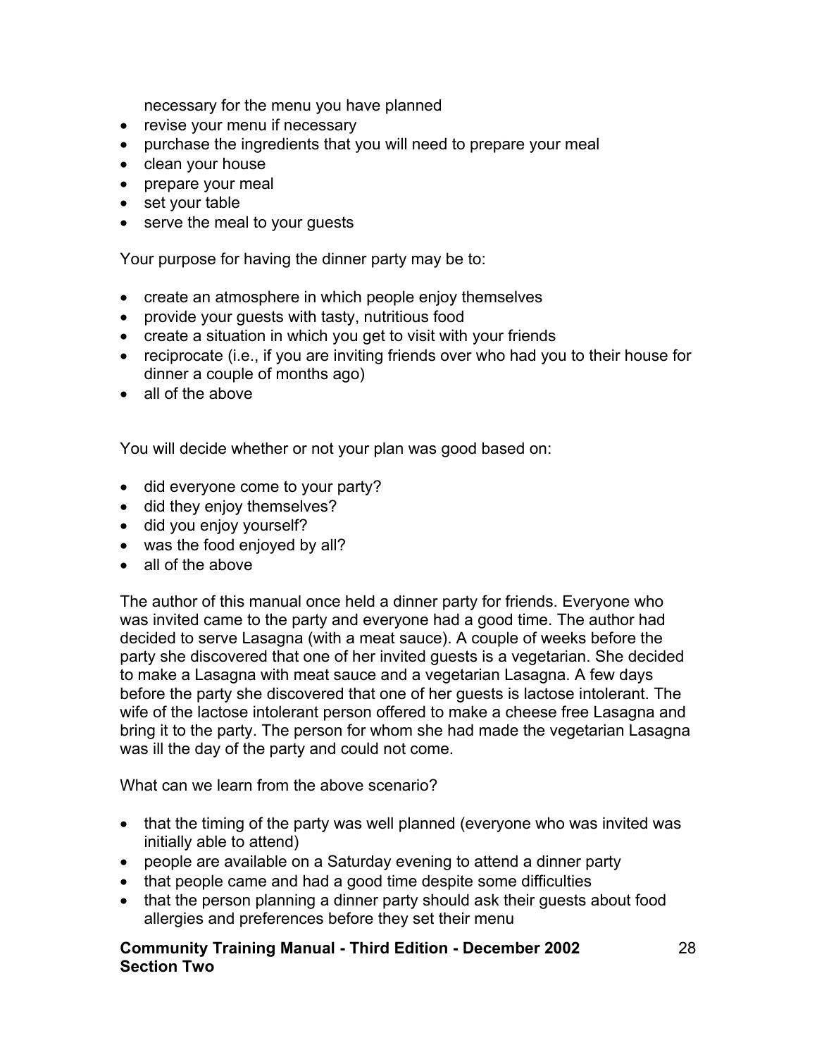necessary for the menu you have planned

- revise your menu if necessary
- purchase the ingredients that you will need to prepare your meal
- clean your house
- prepare your meal
- set your table
- serve the meal to your guests

Your purpose for having the dinner party may be to:

- create an atmosphere in which people enjoy themselves
- provide your guests with tasty, nutritious food
- create a situation in which you get to visit with your friends
- reciprocate (i.e., if you are inviting friends over who had you to their house for dinner a couple of months ago)
- all of the above

You will decide whether or not your plan was good based on:

- did everyone come to your party?
- did they enjoy themselves?
- did you enjoy yourself?
- was the food enjoyed by all?
- all of the above

The author of this manual once held a dinner party for friends. Everyone who was invited came to the party and everyone had a good time. The author had decided to serve Lasagna (with a meat sauce). A couple of weeks before the party she discovered that one of her invited guests is a vegetarian. She decided to make a Lasagna with meat sauce and a vegetarian Lasagna. A few days before the party she discovered that one of her guests is lactose intolerant. The wife of the lactose intolerant person offered to make a cheese free Lasagna and bring it to the party. The person for whom she had made the vegetarian Lasagna was ill the day of the party and could not come.

What can we learn from the above scenario?

- that the timing of the party was well planned (everyone who was invited was initially able to attend)
- people are available on a Saturday evening to attend a dinner party
- that people came and had a good time despite some difficulties
- that the person planning a dinner party should ask their guests about food allergies and preferences before they set their menu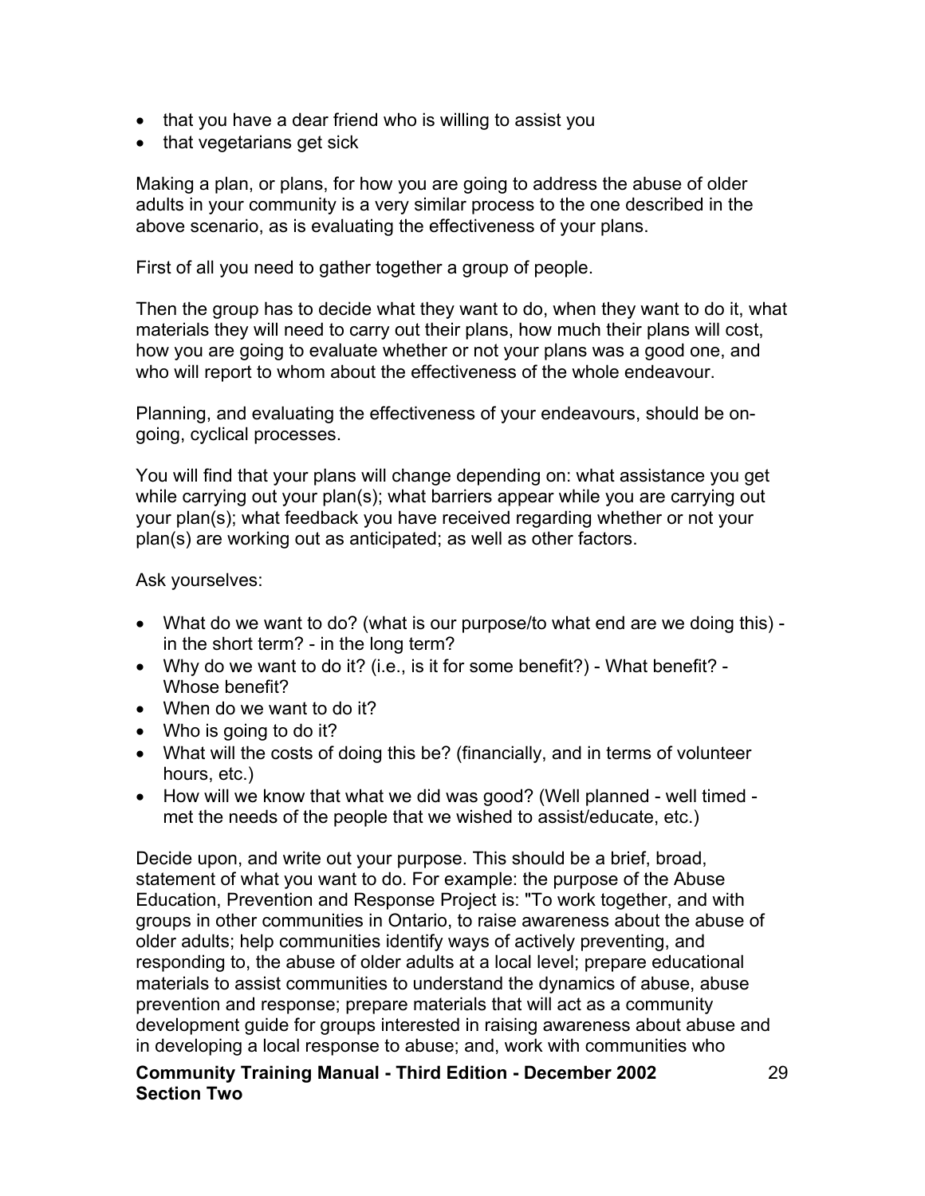- that you have a dear friend who is willing to assist you
- that vegetarians get sick

Making a plan, or plans, for how you are going to address the abuse of older adults in your community is a very similar process to the one described in the above scenario, as is evaluating the effectiveness of your plans.

First of all you need to gather together a group of people.

Then the group has to decide what they want to do, when they want to do it, what materials they will need to carry out their plans, how much their plans will cost, how you are going to evaluate whether or not your plans was a good one, and who will report to whom about the effectiveness of the whole endeavour.

Planning, and evaluating the effectiveness of your endeavours, should be on-going, cyclical processes.

You will find that your plans will change depending on: what assistance you get while carrying out your plan(s); what barriers appear while you are carrying out your plan(s); what feedback you have received regarding whether or not your plan(s) are working out as anticipated; as well as other factors.

Ask yourselves:

- What do we want to do? (what is our purpose/to what end are we doing this) - in the short term? - in the long term?
- Why do we want to do it? (i.e., is it for some benefit?) - What benefit? - Whose benefit?
- When do we want to do it?
- Who is going to do it?
- What will the costs of doing this be? (financially, and in terms of volunteer hours, etc.)
- How will we know that what we did was good? (Well planned - well timed - met the needs of the people that we wished to assist/educate, etc.)

Decide upon, and write out your purpose. This should be a brief, broad, statement of what you want to do. For example: the purpose of the Abuse Education, Prevention and Response Project is: "To work together, and with groups in other communities in Ontario, to raise awareness about the abuse of older adults; help communities identify ways of actively preventing, and responding to, the abuse of older adults at a local level; prepare educational materials to assist communities to understand the dynamics of abuse, abuse prevention and response; prepare materials that will act as a community development guide for groups interested in raising awareness about abuse and in developing a local response to abuse; and, work with communities who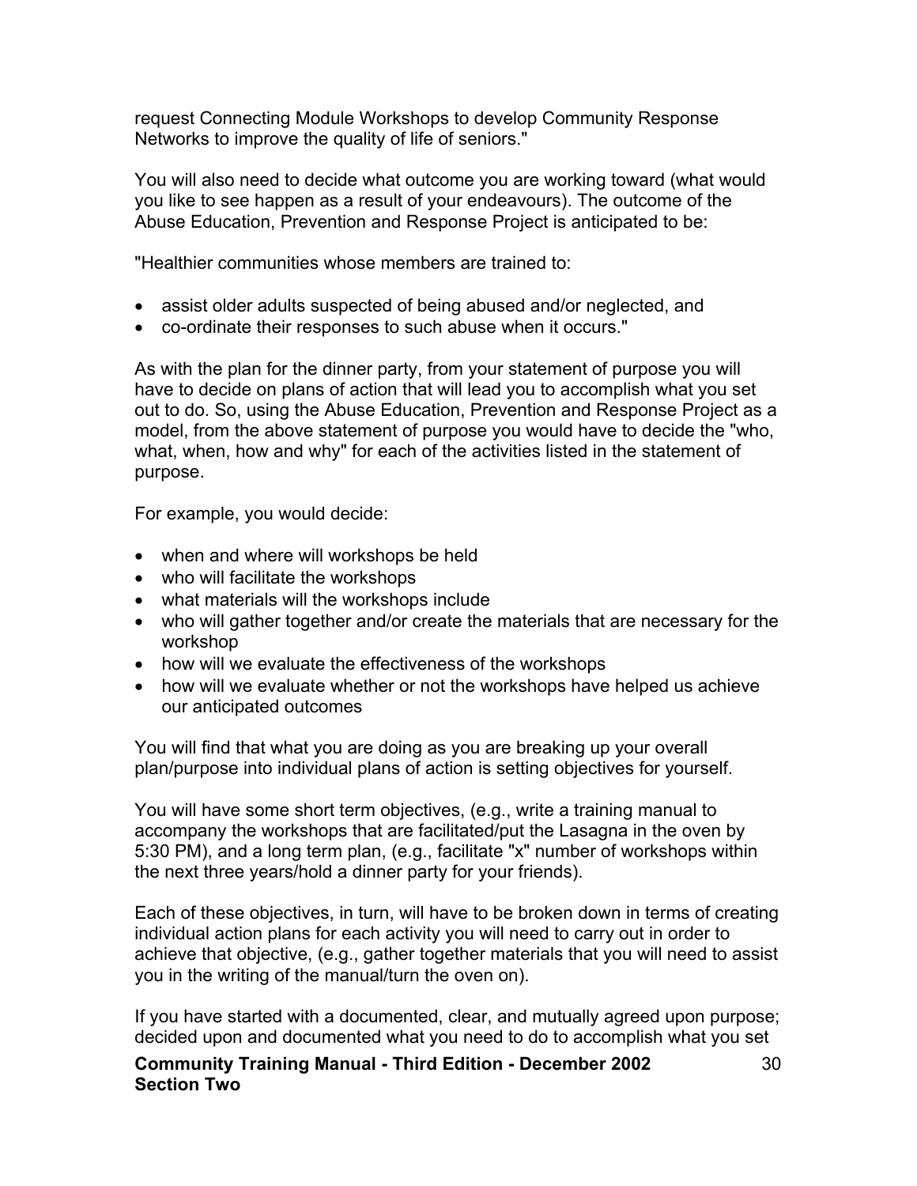request Connecting Module Workshops to develop Community Response Networks to improve the quality of life of seniors."

You will also need to decide what outcome you are working toward (what would you like to see happen as a result of your endeavours). The outcome of the Abuse Education, Prevention and Response Project is anticipated to be:

"Healthier communities whose members are trained to:

- assist older adults suspected of being abused and/or neglected, and
- co-ordinate their responses to such abuse when it occurs."

As with the plan for the dinner party, from your statement of purpose you will have to decide on plans of action that will lead you to accomplish what you set out to do. So, using the Abuse Education, Prevention and Response Project as a model, from the above statement of purpose you would have to decide the "who, what, when, how and why" for each of the activities listed in the statement of purpose.

For example, you would decide:

- when and where will workshops be held
- who will facilitate the workshops
- what materials will the workshops include
- who will gather together and/or create the materials that are necessary for the workshop
- how will we evaluate the effectiveness of the workshops
- how will we evaluate whether or not the workshops have helped us achieve our anticipated outcomes

You will find that what you are doing as you are breaking up your overall plan/purpose into individual plans of action is setting objectives for yourself.

You will have some short term objectives, (e.g., write a training manual to accompany the workshops that are facilitated/put the Lasagna in the oven by 5:30 PM), and a long term plan, (e.g., facilitate "x" number of workshops within the next three years/hold a dinner party for your friends).

Each of these objectives, in turn, will have to be broken down in terms of creating individual action plans for each activity you will need to carry out in order to achieve that objective, (e.g., gather together materials that you will need to assist you in the writing of the manual/turn the oven on).

If you have started with a documented, clear, and mutually agreed upon purpose; decided upon and documented what you need to do to accomplish what you set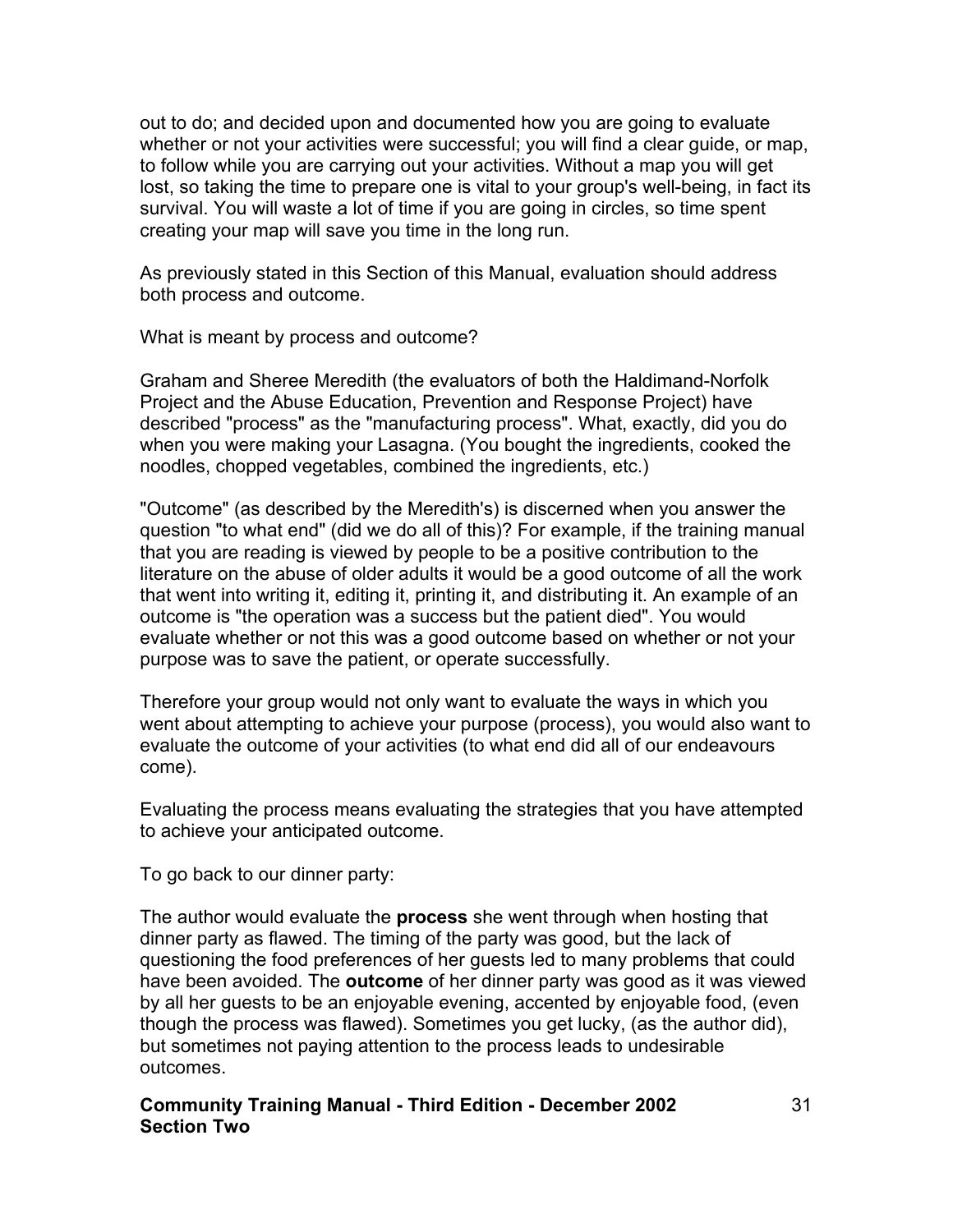out to do; and decided upon and documented how you are going to evaluate whether or not your activities were successful; you will find a clear guide, or map, to follow while you are carrying out your activities. Without a map you will get lost, so taking the time to prepare one is vital to your group's well-being, in fact its survival. You will waste a lot of time if you are going in circles, so time spent creating your map will save you time in the long run.

As previously stated in this Section of this Manual, evaluation should address both process and outcome.

What is meant by process and outcome?

Graham and Sheree Meredith (the evaluators of both the Haldimand-Norfolk Project and the Abuse Education, Prevention and Response Project) have described "process" as the "manufacturing process". What, exactly, did you do when you were making your Lasagna. (You bought the ingredients, cooked the noodles, chopped vegetables, combined the ingredients, etc.)

"Outcome" (as described by the Meredith's) is discerned when you answer the question "to what end" (did we do all of this)? For example, if the training manual that you are reading is viewed by people to be a positive contribution to the literature on the abuse of older adults it would be a good outcome of all the work that went into writing it, editing it, printing it, and distributing it. An example of an outcome is "the operation was a success but the patient died". You would evaluate whether or not this was a good outcome based on whether or not your purpose was to save the patient, or operate successfully.

Therefore your group would not only want to evaluate the ways in which you went about attempting to achieve your purpose (process), you would also want to evaluate the outcome of your activities (to what end did all of our endeavours come).

Evaluating the process means evaluating the strategies that you have attempted to achieve your anticipated outcome.

To go back to our dinner party:

The author would evaluate the **process** she went through when hosting that dinner party as flawed. The timing of the party was good, but the lack of questioning the food preferences of her guests led to many problems that could have been avoided. The **outcome** of her dinner party was good as it was viewed by all her guests to be an enjoyable evening, accented by enjoyable food, (even though the process was flawed). Sometimes you get lucky, (as the author did), but sometimes not paying attention to the process leads to undesirable outcomes.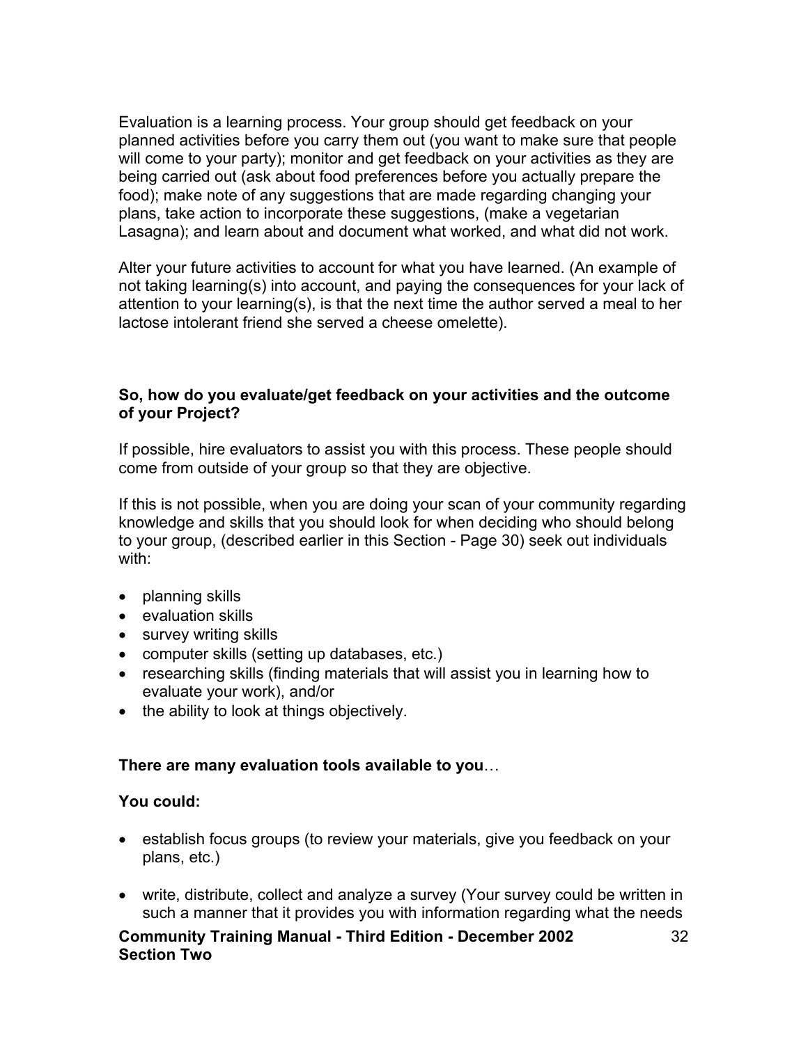Evaluation is a learning process. Your group should get feedback on your planned activities before you carry them out (you want to make sure that people will come to your party); monitor and get feedback on your activities as they are being carried out (ask about food preferences before you actually prepare the food); make note of any suggestions that are made regarding changing your plans, take action to incorporate these suggestions, (make a vegetarian Lasagna); and learn about and document what worked, and what did not work.

Alter your future activities to account for what you have learned. (An example of not taking learning(s) into account, and paying the consequences for your lack of attention to your learning(s), is that the next time the author served a meal to her lactose intolerant friend she served a cheese omelette).

**So, how do you evaluate/get feedback on your activities and the outcome of your Project?**

If possible, hire evaluators to assist you with this process. These people should come from outside of your group so that they are objective.

If this is not possible, when you are doing your scan of your community regarding knowledge and skills that you should look for when deciding who should belong to your group, (described earlier in this Section - Page 30) seek out individuals with:

- planning skills
- evaluation skills
- survey writing skills
- computer skills (setting up databases, etc.)
- researching skills (finding materials that will assist you in learning how to evaluate your work), and/or
- the ability to look at things objectively.

**There are many evaluation tools available to you**…

**You could:**

- establish focus groups (to review your materials, give you feedback on your plans, etc.)

- write, distribute, collect and analyze a survey (Your survey could be written in such a manner that it provides you with information regarding what the needs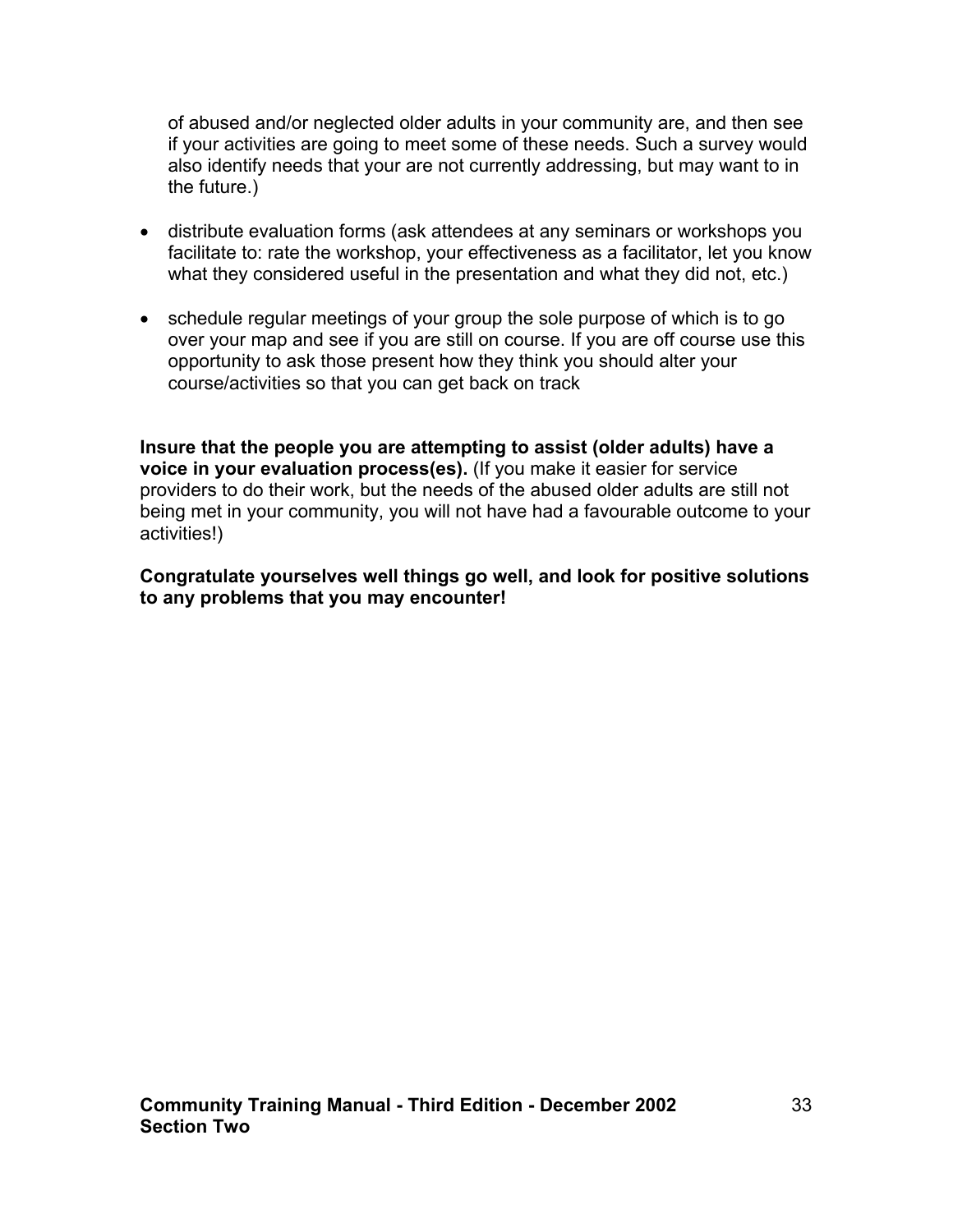of abused and/or neglected older adults in your community are, and then see if your activities are going to meet some of these needs. Such a survey would also identify needs that your are not currently addressing, but may want to in the future.)

- distribute evaluation forms (ask attendees at any seminars or workshops you facilitate to: rate the workshop, your effectiveness as a facilitator, let you know what they considered useful in the presentation and what they did not, etc.)
- schedule regular meetings of your group the sole purpose of which is to go over your map and see if you are still on course. If you are off course use this opportunity to ask those present how they think you should alter your course/activities so that you can get back on track

**Insure that the people you are attempting to assist (older adults) have a voice in your evaluation process(es).** (If you make it easier for service providers to do their work, but the needs of the abused older adults are still not being met in your community, you will not have had a favourable outcome to your activities!)

**Congratulate yourselves well things go well, and look for positive solutions to any problems that you may encounter!**